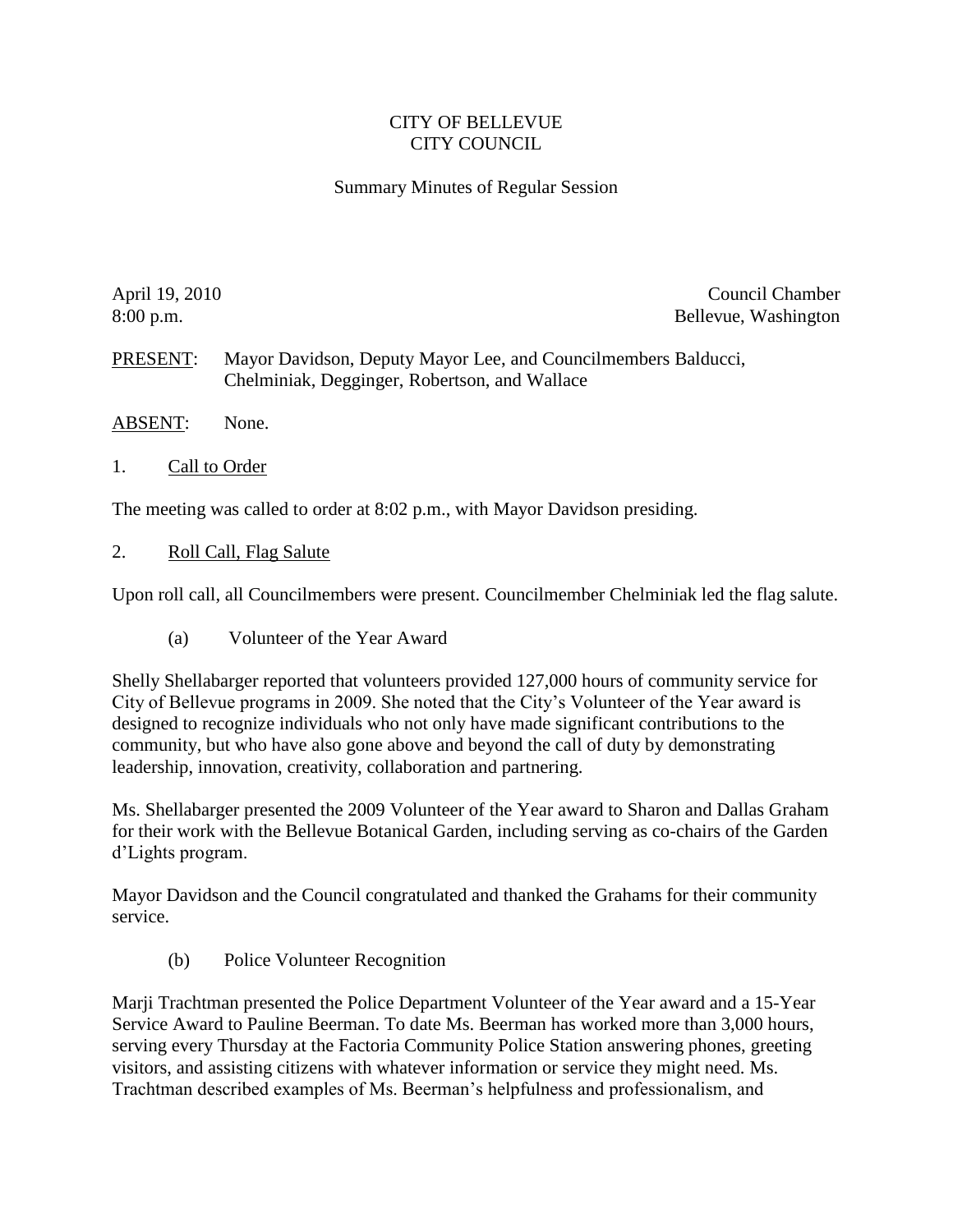# CITY OF BELLEVUE
# CITY COUNCIL

## Summary Minutes of Regular Session

April 19, 2010
8:00 p.m.

Council Chamber
Bellevue, Washington

PRESENT: Mayor Davidson, Deputy Mayor Lee, and Councilmembers Balducci, Chelminiak, Degginger, Robertson, and Wallace

ABSENT: None.

1. Call to Order

The meeting was called to order at 8:02 p.m., with Mayor Davidson presiding.

2. Roll Call, Flag Salute

Upon roll call, all Councilmembers were present. Councilmember Chelminiak led the flag salute.

(a) Volunteer of the Year Award

Shelly Shellabarger reported that volunteers provided 127,000 hours of community service for City of Bellevue programs in 2009. She noted that the City's Volunteer of the Year award is designed to recognize individuals who not only have made significant contributions to the community, but who have also gone above and beyond the call of duty by demonstrating leadership, innovation, creativity, collaboration and partnering.

Ms. Shellabarger presented the 2009 Volunteer of the Year award to Sharon and Dallas Graham for their work with the Bellevue Botanical Garden, including serving as co-chairs of the Garden d'Lights program.

Mayor Davidson and the Council congratulated and thanked the Grahams for their community service.

(b) Police Volunteer Recognition

Marji Trachtman presented the Police Department Volunteer of the Year award and a 15-Year Service Award to Pauline Beerman. To date Ms. Beerman has worked more than 3,000 hours, serving every Thursday at the Factoria Community Police Station answering phones, greeting visitors, and assisting citizens with whatever information or service they might need. Ms. Trachtman described examples of Ms. Beerman's helpfulness and professionalism, and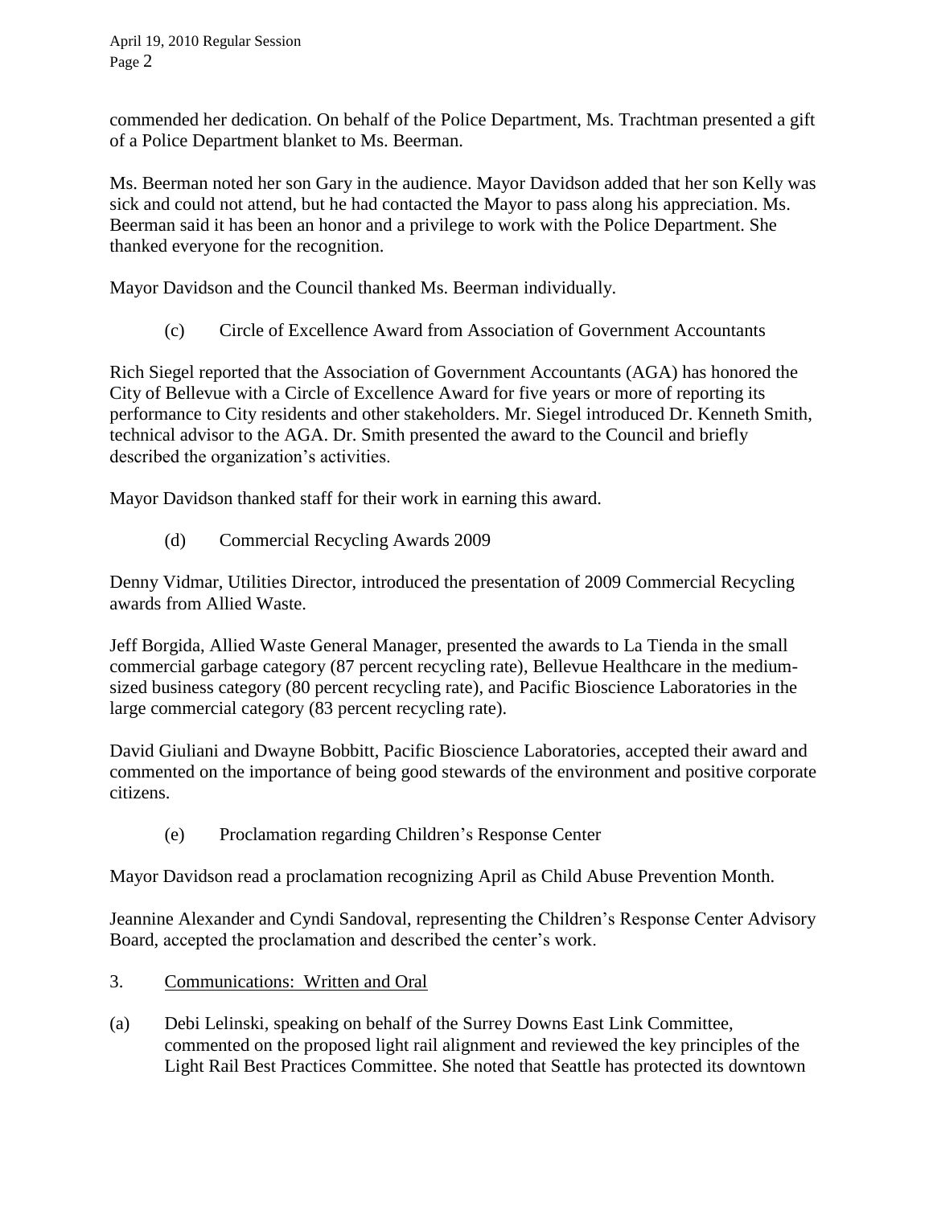commended her dedication. On behalf of the Police Department, Ms. Trachtman presented a gift of a Police Department blanket to Ms. Beerman.

Ms. Beerman noted her son Gary in the audience. Mayor Davidson added that her son Kelly was sick and could not attend, but he had contacted the Mayor to pass along his appreciation. Ms. Beerman said it has been an honor and a privilege to work with the Police Department. She thanked everyone for the recognition.

Mayor Davidson and the Council thanked Ms. Beerman individually.

(c) Circle of Excellence Award from Association of Government Accountants

Rich Siegel reported that the Association of Government Accountants (AGA) has honored the City of Bellevue with a Circle of Excellence Award for five years or more of reporting its performance to City residents and other stakeholders. Mr. Siegel introduced Dr. Kenneth Smith, technical advisor to the AGA. Dr. Smith presented the award to the Council and briefly described the organization's activities.

Mayor Davidson thanked staff for their work in earning this award.

(d) Commercial Recycling Awards 2009

Denny Vidmar, Utilities Director, introduced the presentation of 2009 Commercial Recycling awards from Allied Waste.

Jeff Borgida, Allied Waste General Manager, presented the awards to La Tienda in the small commercial garbage category (87 percent recycling rate), Bellevue Healthcare in the medium-sized business category (80 percent recycling rate), and Pacific Bioscience Laboratories in the large commercial category (83 percent recycling rate).

David Giuliani and Dwayne Bobbitt, Pacific Bioscience Laboratories, accepted their award and commented on the importance of being good stewards of the environment and positive corporate citizens.

(e) Proclamation regarding Children's Response Center

Mayor Davidson read a proclamation recognizing April as Child Abuse Prevention Month.

Jeannine Alexander and Cyndi Sandoval, representing the Children's Response Center Advisory Board, accepted the proclamation and described the center's work.

3. Communications: Written and Oral

(a) Debi Lelinski, speaking on behalf of the Surrey Downs East Link Committee, commented on the proposed light rail alignment and reviewed the key principles of the Light Rail Best Practices Committee. She noted that Seattle has protected its downtown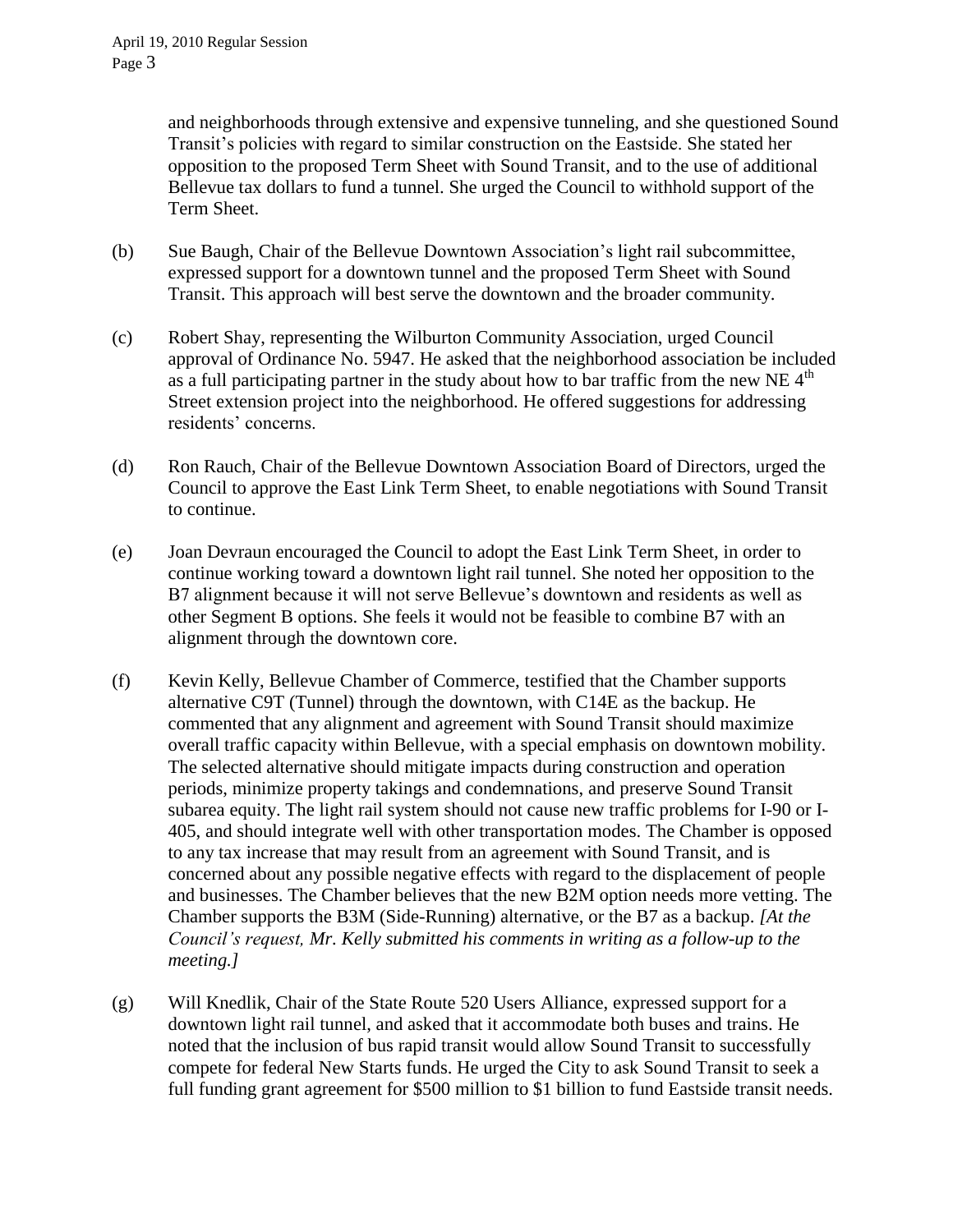and neighborhoods through extensive and expensive tunneling, and she questioned Sound Transit's policies with regard to similar construction on the Eastside. She stated her opposition to the proposed Term Sheet with Sound Transit, and to the use of additional Bellevue tax dollars to fund a tunnel. She urged the Council to withhold support of the Term Sheet.

(b) Sue Baugh, Chair of the Bellevue Downtown Association's light rail subcommittee, expressed support for a downtown tunnel and the proposed Term Sheet with Sound Transit. This approach will best serve the downtown and the broader community.

(c) Robert Shay, representing the Wilburton Community Association, urged Council approval of Ordinance No. 5947. He asked that the neighborhood association be included as a full participating partner in the study about how to bar traffic from the new NE 4th Street extension project into the neighborhood. He offered suggestions for addressing residents' concerns.

(d) Ron Rauch, Chair of the Bellevue Downtown Association Board of Directors, urged the Council to approve the East Link Term Sheet, to enable negotiations with Sound Transit to continue.

(e) Joan Devraun encouraged the Council to adopt the East Link Term Sheet, in order to continue working toward a downtown light rail tunnel. She noted her opposition to the B7 alignment because it will not serve Bellevue's downtown and residents as well as other Segment B options. She feels it would not be feasible to combine B7 with an alignment through the downtown core.

(f) Kevin Kelly, Bellevue Chamber of Commerce, testified that the Chamber supports alternative C9T (Tunnel) through the downtown, with C14E as the backup. He commented that any alignment and agreement with Sound Transit should maximize overall traffic capacity within Bellevue, with a special emphasis on downtown mobility. The selected alternative should mitigate impacts during construction and operation periods, minimize property takings and condemnations, and preserve Sound Transit subarea equity. The light rail system should not cause new traffic problems for I-90 or I-405, and should integrate well with other transportation modes. The Chamber is opposed to any tax increase that may result from an agreement with Sound Transit, and is concerned about any possible negative effects with regard to the displacement of people and businesses. The Chamber believes that the new B2M option needs more vetting. The Chamber supports the B3M (Side-Running) alternative, or the B7 as a backup. *[At the Council's request, Mr. Kelly submitted his comments in writing as a follow-up to the meeting.]*

(g) Will Knedlik, Chair of the State Route 520 Users Alliance, expressed support for a downtown light rail tunnel, and asked that it accommodate both buses and trains. He noted that the inclusion of bus rapid transit would allow Sound Transit to successfully compete for federal New Starts funds. He urged the City to ask Sound Transit to seek a full funding grant agreement for $500 million to $1 billion to fund Eastside transit needs.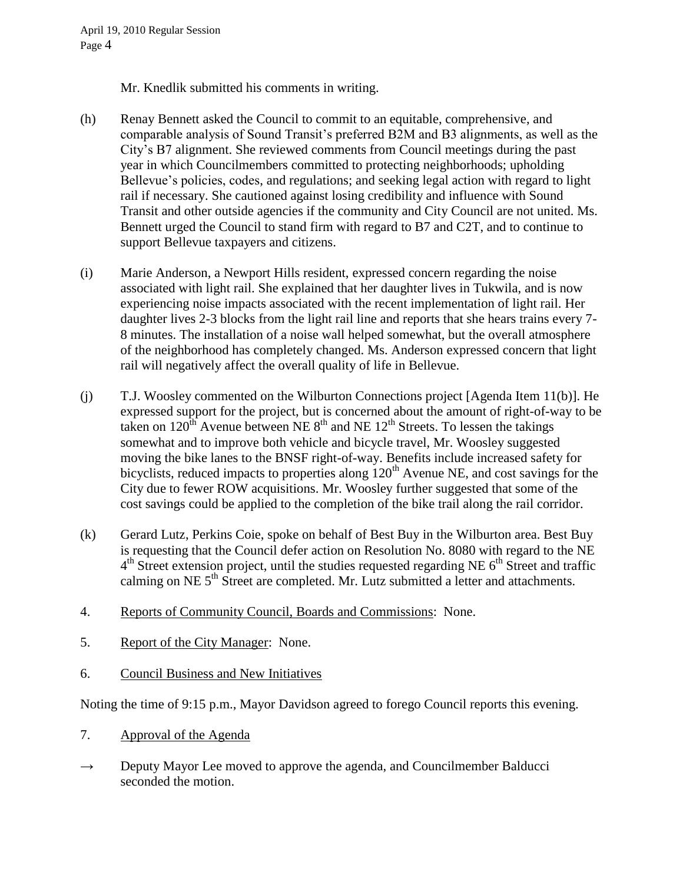Mr. Knedlik submitted his comments in writing.

(h) Renay Bennett asked the Council to commit to an equitable, comprehensive, and comparable analysis of Sound Transit's preferred B2M and B3 alignments, as well as the City's B7 alignment. She reviewed comments from Council meetings during the past year in which Councilmembers committed to protecting neighborhoods; upholding Bellevue's policies, codes, and regulations; and seeking legal action with regard to light rail if necessary. She cautioned against losing credibility and influence with Sound Transit and other outside agencies if the community and City Council are not united. Ms. Bennett urged the Council to stand firm with regard to B7 and C2T, and to continue to support Bellevue taxpayers and citizens.

(i) Marie Anderson, a Newport Hills resident, expressed concern regarding the noise associated with light rail. She explained that her daughter lives in Tukwila, and is now experiencing noise impacts associated with the recent implementation of light rail. Her daughter lives 2-3 blocks from the light rail line and reports that she hears trains every 7-8 minutes. The installation of a noise wall helped somewhat, but the overall atmosphere of the neighborhood has completely changed. Ms. Anderson expressed concern that light rail will negatively affect the overall quality of life in Bellevue.

(j) T.J. Woosley commented on the Wilburton Connections project [Agenda Item 11(b)]. He expressed support for the project, but is concerned about the amount of right-of-way to be taken on 120th Avenue between NE 8th and NE 12th Streets. To lessen the takings somewhat and to improve both vehicle and bicycle travel, Mr. Woosley suggested moving the bike lanes to the BNSF right-of-way. Benefits include increased safety for bicyclists, reduced impacts to properties along 120th Avenue NE, and cost savings for the City due to fewer ROW acquisitions. Mr. Woosley further suggested that some of the cost savings could be applied to the completion of the bike trail along the rail corridor.

(k) Gerard Lutz, Perkins Coie, spoke on behalf of Best Buy in the Wilburton area. Best Buy is requesting that the Council defer action on Resolution No. 8080 with regard to the NE 4th Street extension project, until the studies requested regarding NE 6th Street and traffic calming on NE 5th Street are completed. Mr. Lutz submitted a letter and attachments.

4. Reports of Community Council, Boards and Commissions: None.

5. Report of the City Manager: None.

6. Council Business and New Initiatives

Noting the time of 9:15 p.m., Mayor Davidson agreed to forego Council reports this evening.

7. Approval of the Agenda

→ Deputy Mayor Lee moved to approve the agenda, and Councilmember Balducci seconded the motion.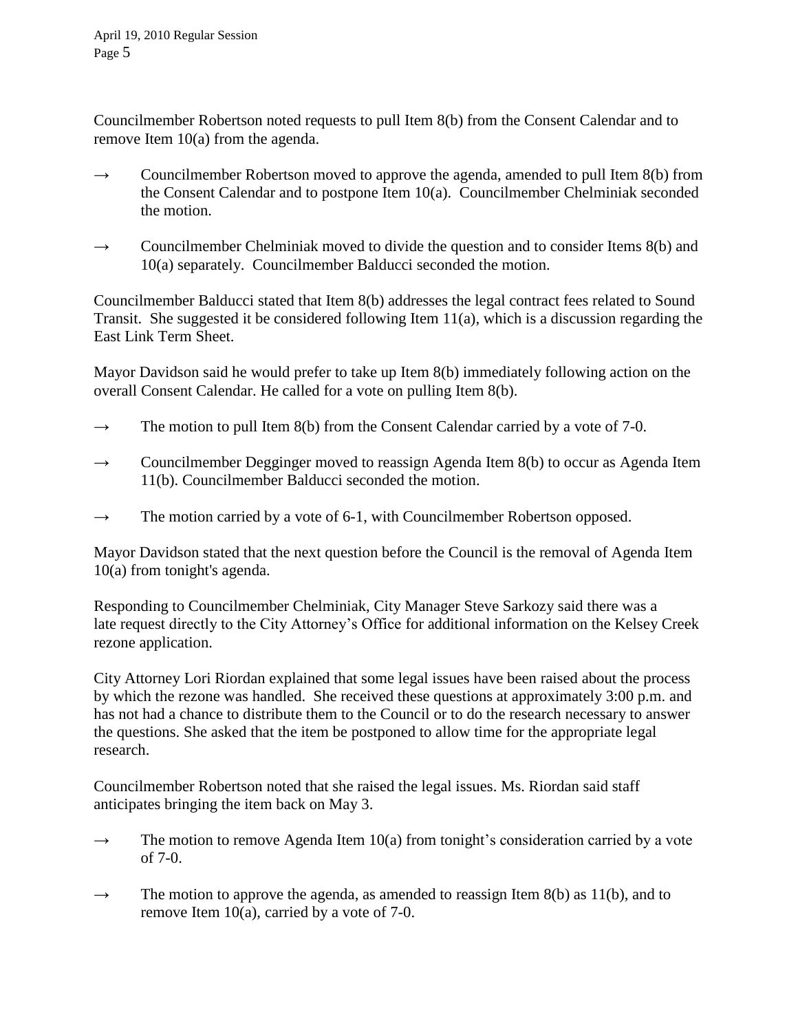Councilmember Robertson noted requests to pull Item 8(b) from the Consent Calendar and to remove Item 10(a) from the agenda.

→ Councilmember Robertson moved to approve the agenda, amended to pull Item 8(b) from the Consent Calendar and to postpone Item 10(a). Councilmember Chelminiak seconded the motion.

→ Councilmember Chelminiak moved to divide the question and to consider Items 8(b) and 10(a) separately. Councilmember Balducci seconded the motion.

Councilmember Balducci stated that Item 8(b) addresses the legal contract fees related to Sound Transit. She suggested it be considered following Item 11(a), which is a discussion regarding the East Link Term Sheet.

Mayor Davidson said he would prefer to take up Item 8(b) immediately following action on the overall Consent Calendar. He called for a vote on pulling Item 8(b).

→ The motion to pull Item 8(b) from the Consent Calendar carried by a vote of 7-0.

→ Councilmember Degginger moved to reassign Agenda Item 8(b) to occur as Agenda Item 11(b). Councilmember Balducci seconded the motion.

→ The motion carried by a vote of 6-1, with Councilmember Robertson opposed.

Mayor Davidson stated that the next question before the Council is the removal of Agenda Item 10(a) from tonight's agenda.

Responding to Councilmember Chelminiak, City Manager Steve Sarkozy said there was a late request directly to the City Attorney's Office for additional information on the Kelsey Creek rezone application.

City Attorney Lori Riordan explained that some legal issues have been raised about the process by which the rezone was handled. She received these questions at approximately 3:00 p.m. and has not had a chance to distribute them to the Council or to do the research necessary to answer the questions. She asked that the item be postponed to allow time for the appropriate legal research.

Councilmember Robertson noted that she raised the legal issues. Ms. Riordan said staff anticipates bringing the item back on May 3.

→ The motion to remove Agenda Item 10(a) from tonight's consideration carried by a vote of 7-0.

→ The motion to approve the agenda, as amended to reassign Item 8(b) as 11(b), and to remove Item 10(a), carried by a vote of 7-0.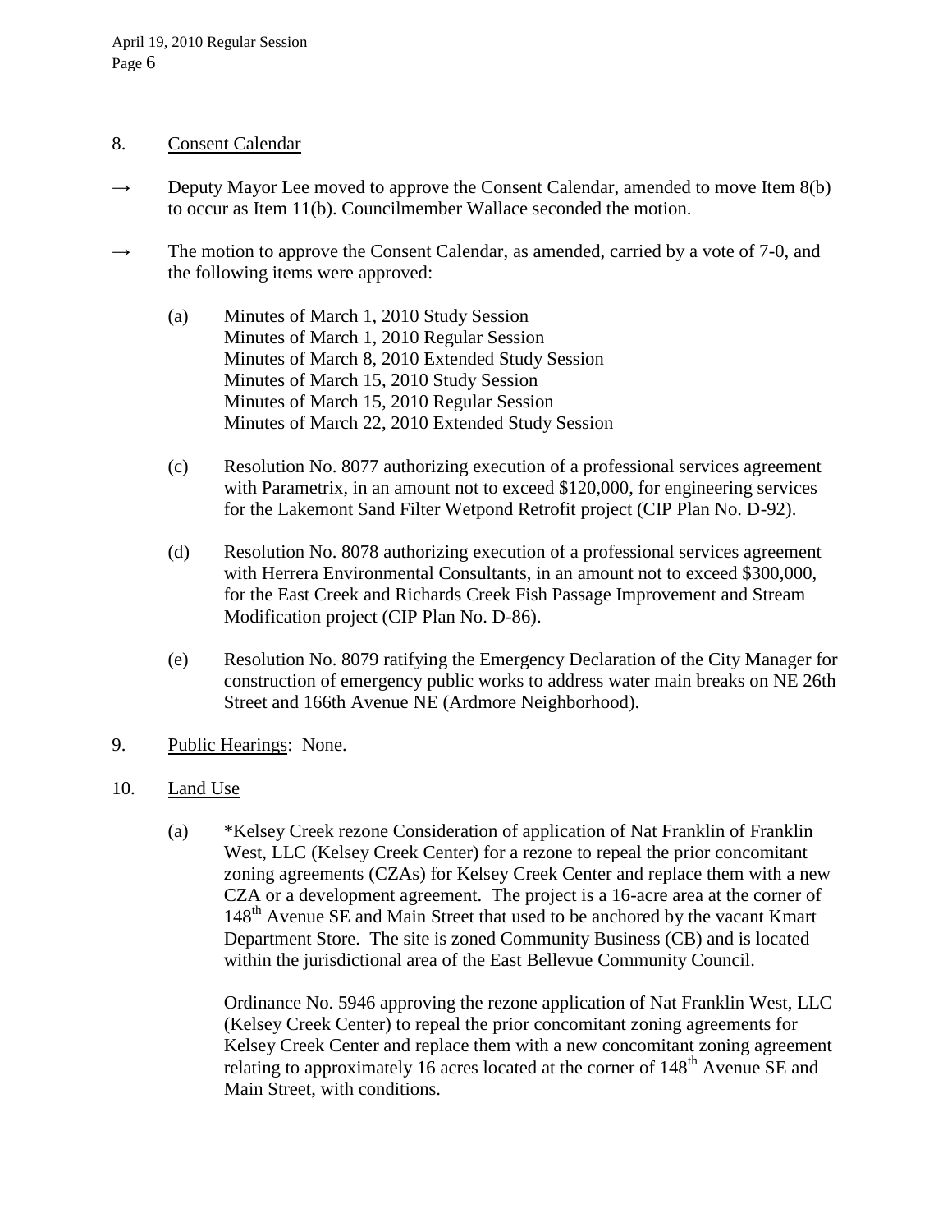8. Consent Calendar

→ Deputy Mayor Lee moved to approve the Consent Calendar, amended to move Item 8(b) to occur as Item 11(b). Councilmember Wallace seconded the motion.

→ The motion to approve the Consent Calendar, as amended, carried by a vote of 7-0, and the following items were approved:

(a) Minutes of March 1, 2010 Study Session
Minutes of March 1, 2010 Regular Session
Minutes of March 8, 2010 Extended Study Session
Minutes of March 15, 2010 Study Session
Minutes of March 15, 2010 Regular Session
Minutes of March 22, 2010 Extended Study Session

(c) Resolution No. 8077 authorizing execution of a professional services agreement with Parametrix, in an amount not to exceed $120,000, for engineering services for the Lakemont Sand Filter Wetpond Retrofit project (CIP Plan No. D-92).

(d) Resolution No. 8078 authorizing execution of a professional services agreement with Herrera Environmental Consultants, in an amount not to exceed $300,000, for the East Creek and Richards Creek Fish Passage Improvement and Stream Modification project (CIP Plan No. D-86).

(e) Resolution No. 8079 ratifying the Emergency Declaration of the City Manager for construction of emergency public works to address water main breaks on NE 26th Street and 166th Avenue NE (Ardmore Neighborhood).

9. Public Hearings: None.

10. Land Use

(a) *Kelsey Creek rezone Consideration of application of Nat Franklin of Franklin West, LLC (Kelsey Creek Center) for a rezone to repeal the prior concomitant zoning agreements (CZAs) for Kelsey Creek Center and replace them with a new CZA or a development agreement. The project is a 16-acre area at the corner of 148th Avenue SE and Main Street that used to be anchored by the vacant Kmart Department Store. The site is zoned Community Business (CB) and is located within the jurisdictional area of the East Bellevue Community Council.

Ordinance No. 5946 approving the rezone application of Nat Franklin West, LLC (Kelsey Creek Center) to repeal the prior concomitant zoning agreements for Kelsey Creek Center and replace them with a new concomitant zoning agreement relating to approximately 16 acres located at the corner of 148th Avenue SE and Main Street, with conditions.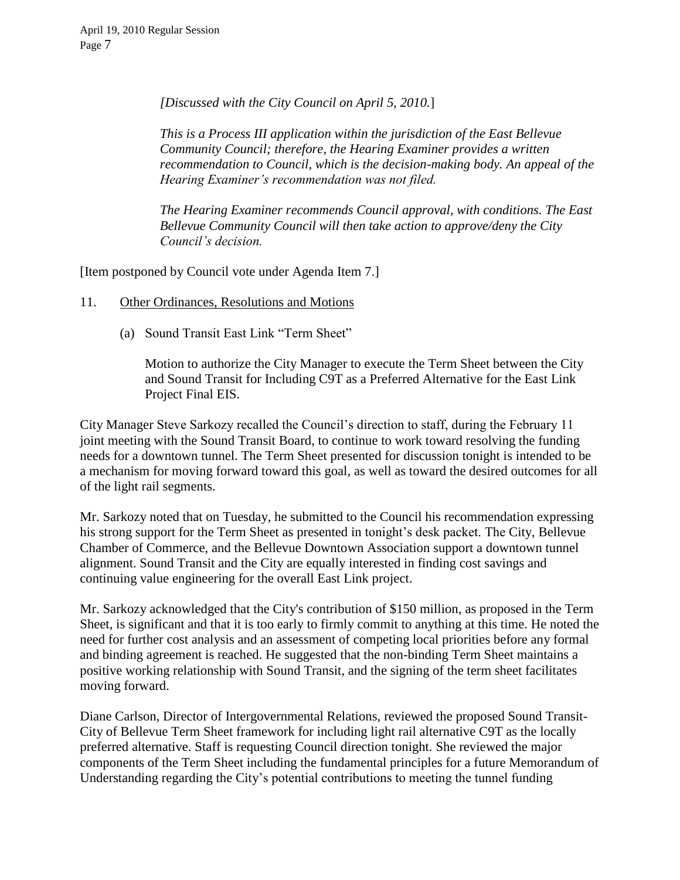*[Discussed with the City Council on April 5, 2010.*]

*This is a Process III application within the jurisdiction of the East Bellevue Community Council; therefore, the Hearing Examiner provides a written recommendation to Council, which is the decision-making body. An appeal of the Hearing Examiner's recommendation was not filed.*

*The Hearing Examiner recommends Council approval, with conditions. The East Bellevue Community Council will then take action to approve/deny the City Council's decision.*

[Item postponed by Council vote under Agenda Item 7.]

11. Other Ordinances, Resolutions and Motions

(a) Sound Transit East Link "Term Sheet"

Motion to authorize the City Manager to execute the Term Sheet between the City and Sound Transit for Including C9T as a Preferred Alternative for the East Link Project Final EIS.

City Manager Steve Sarkozy recalled the Council's direction to staff, during the February 11 joint meeting with the Sound Transit Board, to continue to work toward resolving the funding needs for a downtown tunnel. The Term Sheet presented for discussion tonight is intended to be a mechanism for moving forward toward this goal, as well as toward the desired outcomes for all of the light rail segments.

Mr. Sarkozy noted that on Tuesday, he submitted to the Council his recommendation expressing his strong support for the Term Sheet as presented in tonight's desk packet. The City, Bellevue Chamber of Commerce, and the Bellevue Downtown Association support a downtown tunnel alignment. Sound Transit and the City are equally interested in finding cost savings and continuing value engineering for the overall East Link project.

Mr. Sarkozy acknowledged that the City's contribution of $150 million, as proposed in the Term Sheet, is significant and that it is too early to firmly commit to anything at this time. He noted the need for further cost analysis and an assessment of competing local priorities before any formal and binding agreement is reached. He suggested that the non-binding Term Sheet maintains a positive working relationship with Sound Transit, and the signing of the term sheet facilitates moving forward.

Diane Carlson, Director of Intergovernmental Relations, reviewed the proposed Sound Transit-City of Bellevue Term Sheet framework for including light rail alternative C9T as the locally preferred alternative. Staff is requesting Council direction tonight. She reviewed the major components of the Term Sheet including the fundamental principles for a future Memorandum of Understanding regarding the City's potential contributions to meeting the tunnel funding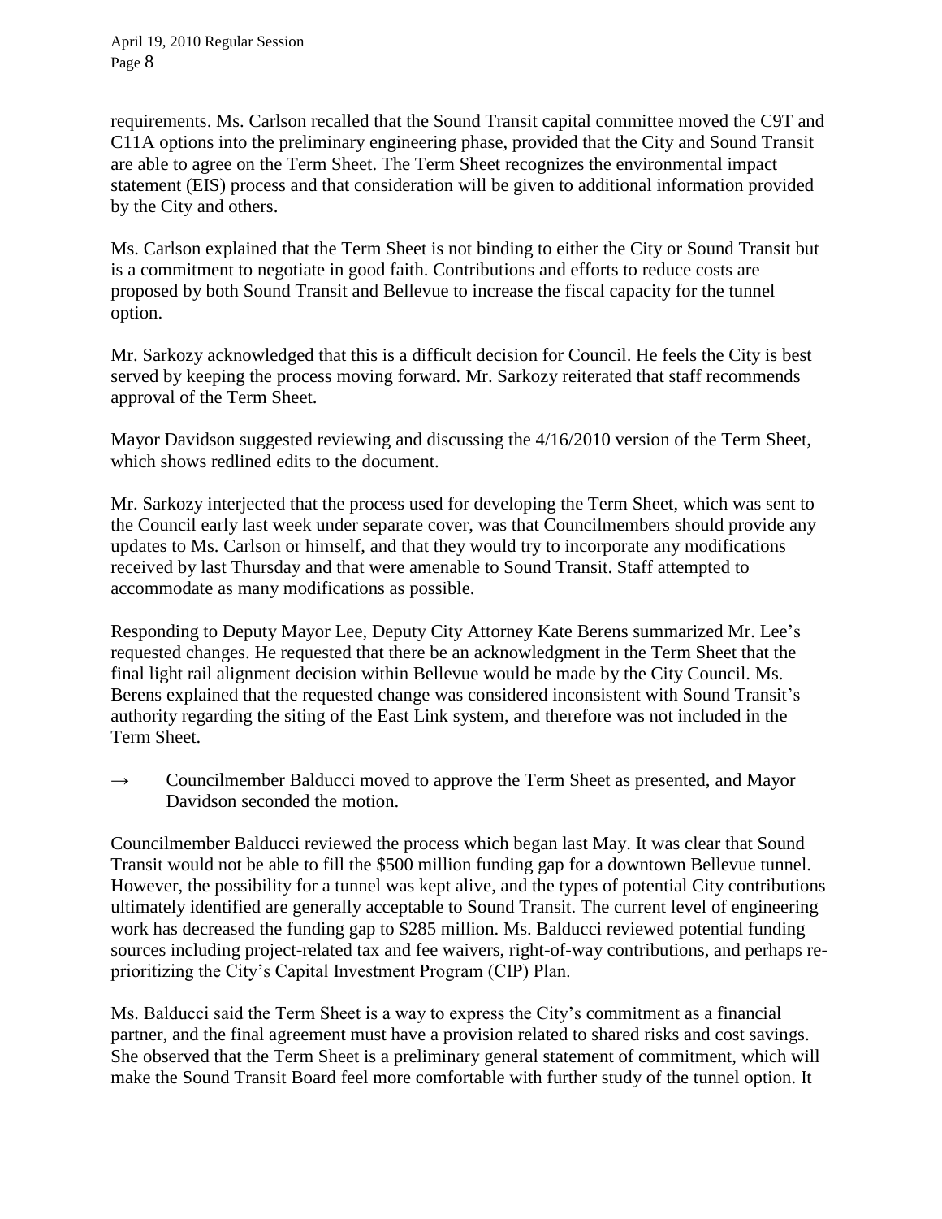requirements. Ms. Carlson recalled that the Sound Transit capital committee moved the C9T and C11A options into the preliminary engineering phase, provided that the City and Sound Transit are able to agree on the Term Sheet. The Term Sheet recognizes the environmental impact statement (EIS) process and that consideration will be given to additional information provided by the City and others.

Ms. Carlson explained that the Term Sheet is not binding to either the City or Sound Transit but is a commitment to negotiate in good faith. Contributions and efforts to reduce costs are proposed by both Sound Transit and Bellevue to increase the fiscal capacity for the tunnel option.

Mr. Sarkozy acknowledged that this is a difficult decision for Council. He feels the City is best served by keeping the process moving forward. Mr. Sarkozy reiterated that staff recommends approval of the Term Sheet.

Mayor Davidson suggested reviewing and discussing the 4/16/2010 version of the Term Sheet, which shows redlined edits to the document.

Mr. Sarkozy interjected that the process used for developing the Term Sheet, which was sent to the Council early last week under separate cover, was that Councilmembers should provide any updates to Ms. Carlson or himself, and that they would try to incorporate any modifications received by last Thursday and that were amenable to Sound Transit. Staff attempted to accommodate as many modifications as possible.

Responding to Deputy Mayor Lee, Deputy City Attorney Kate Berens summarized Mr. Lee's requested changes. He requested that there be an acknowledgment in the Term Sheet that the final light rail alignment decision within Bellevue would be made by the City Council. Ms. Berens explained that the requested change was considered inconsistent with Sound Transit's authority regarding the siting of the East Link system, and therefore was not included in the Term Sheet.

→ Councilmember Balducci moved to approve the Term Sheet as presented, and Mayor Davidson seconded the motion.

Councilmember Balducci reviewed the process which began last May. It was clear that Sound Transit would not be able to fill the $500 million funding gap for a downtown Bellevue tunnel. However, the possibility for a tunnel was kept alive, and the types of potential City contributions ultimately identified are generally acceptable to Sound Transit. The current level of engineering work has decreased the funding gap to $285 million. Ms. Balducci reviewed potential funding sources including project-related tax and fee waivers, right-of-way contributions, and perhaps re-prioritizing the City's Capital Investment Program (CIP) Plan.

Ms. Balducci said the Term Sheet is a way to express the City's commitment as a financial partner, and the final agreement must have a provision related to shared risks and cost savings. She observed that the Term Sheet is a preliminary general statement of commitment, which will make the Sound Transit Board feel more comfortable with further study of the tunnel option. It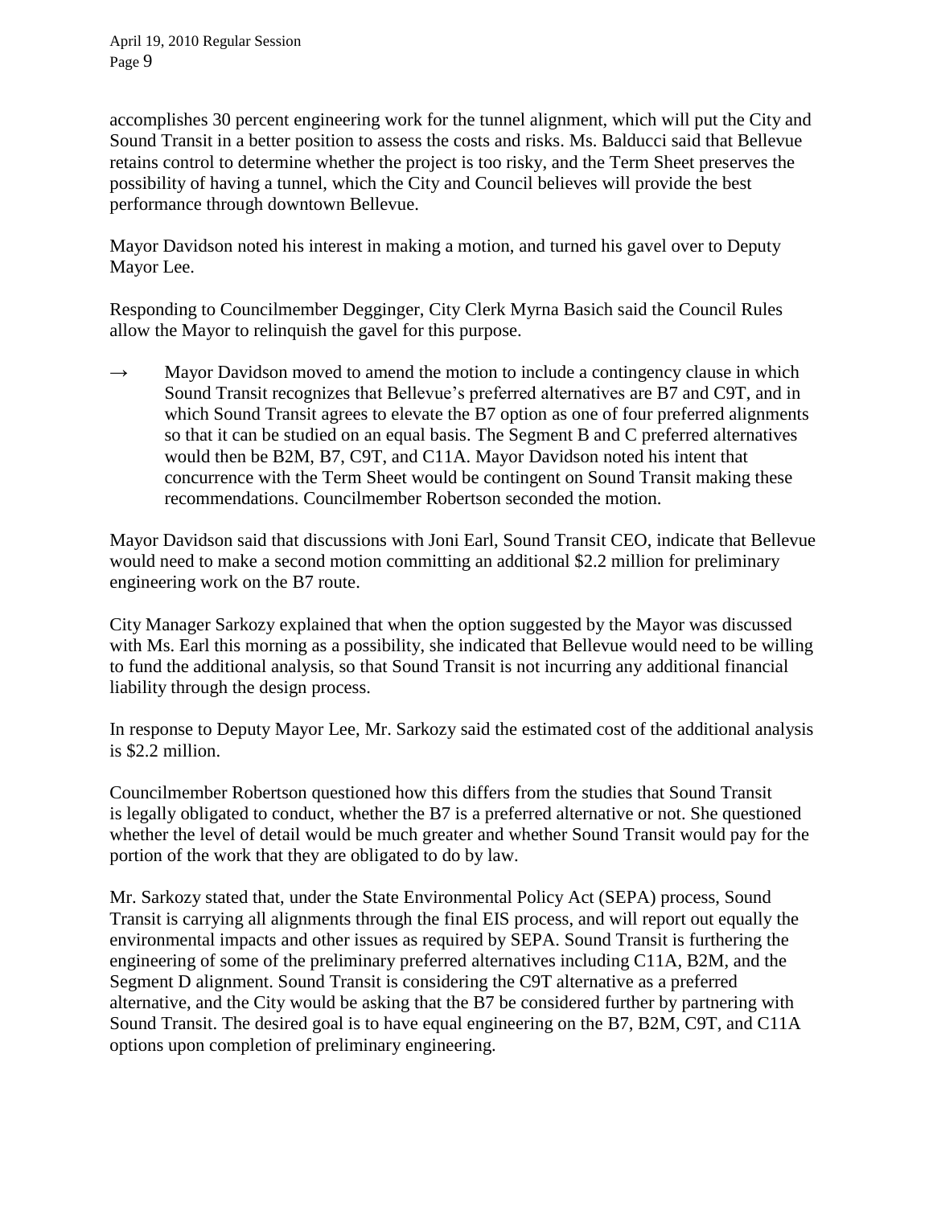accomplishes 30 percent engineering work for the tunnel alignment, which will put the City and Sound Transit in a better position to assess the costs and risks. Ms. Balducci said that Bellevue retains control to determine whether the project is too risky, and the Term Sheet preserves the possibility of having a tunnel, which the City and Council believes will provide the best performance through downtown Bellevue.

Mayor Davidson noted his interest in making a motion, and turned his gavel over to Deputy Mayor Lee.

Responding to Councilmember Degginger, City Clerk Myrna Basich said the Council Rules allow the Mayor to relinquish the gavel for this purpose.

→ Mayor Davidson moved to amend the motion to include a contingency clause in which Sound Transit recognizes that Bellevue's preferred alternatives are B7 and C9T, and in which Sound Transit agrees to elevate the B7 option as one of four preferred alignments so that it can be studied on an equal basis. The Segment B and C preferred alternatives would then be B2M, B7, C9T, and C11A. Mayor Davidson noted his intent that concurrence with the Term Sheet would be contingent on Sound Transit making these recommendations. Councilmember Robertson seconded the motion.

Mayor Davidson said that discussions with Joni Earl, Sound Transit CEO, indicate that Bellevue would need to make a second motion committing an additional $2.2 million for preliminary engineering work on the B7 route.

City Manager Sarkozy explained that when the option suggested by the Mayor was discussed with Ms. Earl this morning as a possibility, she indicated that Bellevue would need to be willing to fund the additional analysis, so that Sound Transit is not incurring any additional financial liability through the design process.

In response to Deputy Mayor Lee, Mr. Sarkozy said the estimated cost of the additional analysis is $2.2 million.

Councilmember Robertson questioned how this differs from the studies that Sound Transit is legally obligated to conduct, whether the B7 is a preferred alternative or not. She questioned whether the level of detail would be much greater and whether Sound Transit would pay for the portion of the work that they are obligated to do by law.

Mr. Sarkozy stated that, under the State Environmental Policy Act (SEPA) process, Sound Transit is carrying all alignments through the final EIS process, and will report out equally the environmental impacts and other issues as required by SEPA. Sound Transit is furthering the engineering of some of the preliminary preferred alternatives including C11A, B2M, and the Segment D alignment. Sound Transit is considering the C9T alternative as a preferred alternative, and the City would be asking that the B7 be considered further by partnering with Sound Transit. The desired goal is to have equal engineering on the B7, B2M, C9T, and C11A options upon completion of preliminary engineering.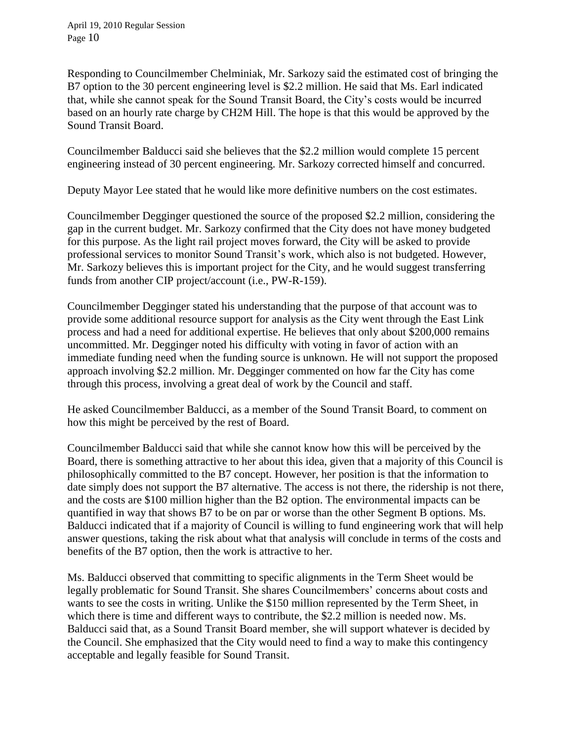Responding to Councilmember Chelminiak, Mr. Sarkozy said the estimated cost of bringing the B7 option to the 30 percent engineering level is $2.2 million. He said that Ms. Earl indicated that, while she cannot speak for the Sound Transit Board, the City's costs would be incurred based on an hourly rate charge by CH2M Hill. The hope is that this would be approved by the Sound Transit Board.

Councilmember Balducci said she believes that the $2.2 million would complete 15 percent engineering instead of 30 percent engineering. Mr. Sarkozy corrected himself and concurred.

Deputy Mayor Lee stated that he would like more definitive numbers on the cost estimates.

Councilmember Degginger questioned the source of the proposed $2.2 million, considering the gap in the current budget. Mr. Sarkozy confirmed that the City does not have money budgeted for this purpose. As the light rail project moves forward, the City will be asked to provide professional services to monitor Sound Transit's work, which also is not budgeted. However, Mr. Sarkozy believes this is important project for the City, and he would suggest transferring funds from another CIP project/account (i.e., PW-R-159).

Councilmember Degginger stated his understanding that the purpose of that account was to provide some additional resource support for analysis as the City went through the East Link process and had a need for additional expertise. He believes that only about $200,000 remains uncommitted. Mr. Degginger noted his difficulty with voting in favor of action with an immediate funding need when the funding source is unknown. He will not support the proposed approach involving $2.2 million. Mr. Degginger commented on how far the City has come through this process, involving a great deal of work by the Council and staff.

He asked Councilmember Balducci, as a member of the Sound Transit Board, to comment on how this might be perceived by the rest of Board.

Councilmember Balducci said that while she cannot know how this will be perceived by the Board, there is something attractive to her about this idea, given that a majority of this Council is philosophically committed to the B7 concept. However, her position is that the information to date simply does not support the B7 alternative. The access is not there, the ridership is not there, and the costs are $100 million higher than the B2 option. The environmental impacts can be quantified in way that shows B7 to be on par or worse than the other Segment B options. Ms. Balducci indicated that if a majority of Council is willing to fund engineering work that will help answer questions, taking the risk about what that analysis will conclude in terms of the costs and benefits of the B7 option, then the work is attractive to her.

Ms. Balducci observed that committing to specific alignments in the Term Sheet would be legally problematic for Sound Transit. She shares Councilmembers' concerns about costs and wants to see the costs in writing. Unlike the $150 million represented by the Term Sheet, in which there is time and different ways to contribute, the $2.2 million is needed now. Ms. Balducci said that, as a Sound Transit Board member, she will support whatever is decided by the Council. She emphasized that the City would need to find a way to make this contingency acceptable and legally feasible for Sound Transit.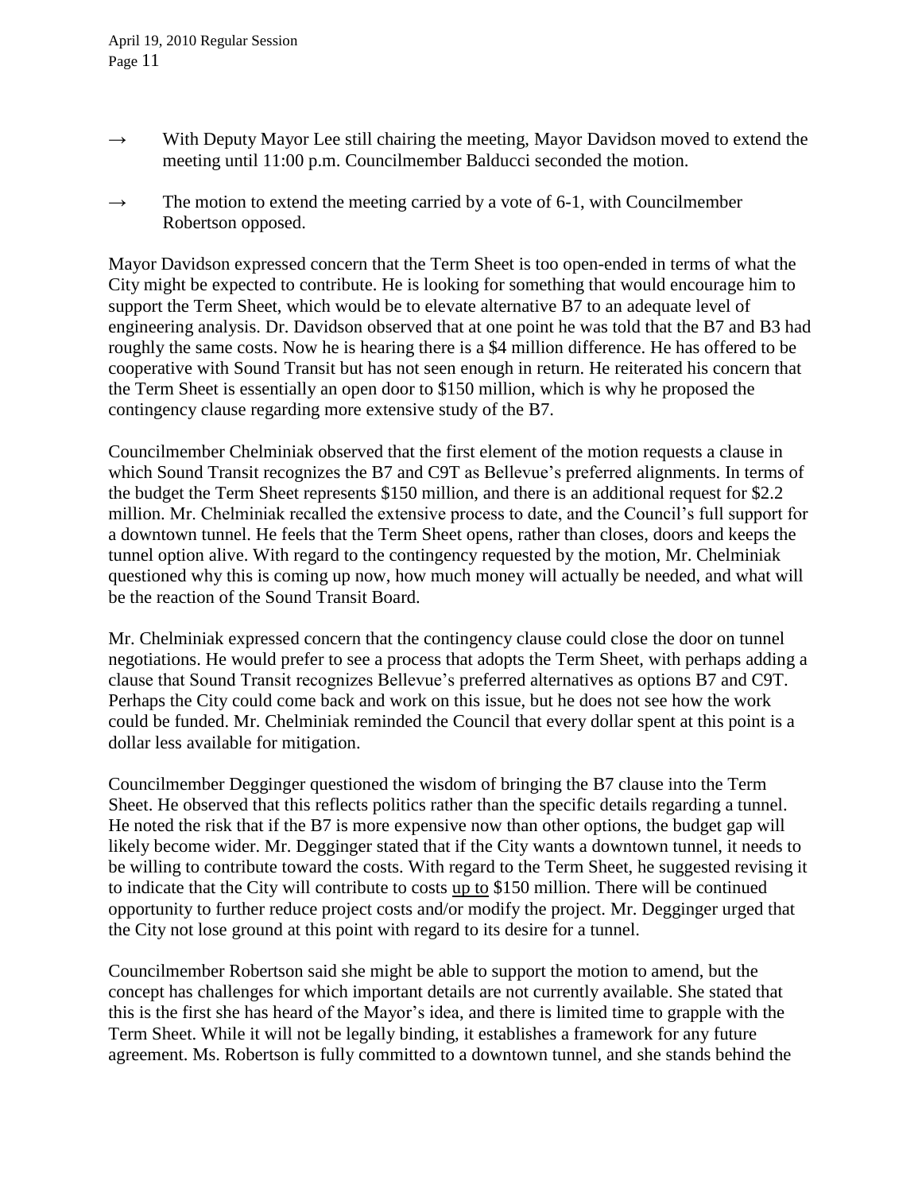→ With Deputy Mayor Lee still chairing the meeting, Mayor Davidson moved to extend the meeting until 11:00 p.m. Councilmember Balducci seconded the motion.

→ The motion to extend the meeting carried by a vote of 6-1, with Councilmember Robertson opposed.

Mayor Davidson expressed concern that the Term Sheet is too open-ended in terms of what the City might be expected to contribute. He is looking for something that would encourage him to support the Term Sheet, which would be to elevate alternative B7 to an adequate level of engineering analysis. Dr. Davidson observed that at one point he was told that the B7 and B3 had roughly the same costs. Now he is hearing there is a $4 million difference. He has offered to be cooperative with Sound Transit but has not seen enough in return. He reiterated his concern that the Term Sheet is essentially an open door to $150 million, which is why he proposed the contingency clause regarding more extensive study of the B7.

Councilmember Chelminiak observed that the first element of the motion requests a clause in which Sound Transit recognizes the B7 and C9T as Bellevue's preferred alignments. In terms of the budget the Term Sheet represents $150 million, and there is an additional request for $2.2 million. Mr. Chelminiak recalled the extensive process to date, and the Council's full support for a downtown tunnel. He feels that the Term Sheet opens, rather than closes, doors and keeps the tunnel option alive. With regard to the contingency requested by the motion, Mr. Chelminiak questioned why this is coming up now, how much money will actually be needed, and what will be the reaction of the Sound Transit Board.

Mr. Chelminiak expressed concern that the contingency clause could close the door on tunnel negotiations. He would prefer to see a process that adopts the Term Sheet, with perhaps adding a clause that Sound Transit recognizes Bellevue's preferred alternatives as options B7 and C9T. Perhaps the City could come back and work on this issue, but he does not see how the work could be funded. Mr. Chelminiak reminded the Council that every dollar spent at this point is a dollar less available for mitigation.

Councilmember Degginger questioned the wisdom of bringing the B7 clause into the Term Sheet. He observed that this reflects politics rather than the specific details regarding a tunnel. He noted the risk that if the B7 is more expensive now than other options, the budget gap will likely become wider. Mr. Degginger stated that if the City wants a downtown tunnel, it needs to be willing to contribute toward the costs. With regard to the Term Sheet, he suggested revising it to indicate that the City will contribute to costs up to $150 million. There will be continued opportunity to further reduce project costs and/or modify the project. Mr. Degginger urged that the City not lose ground at this point with regard to its desire for a tunnel.

Councilmember Robertson said she might be able to support the motion to amend, but the concept has challenges for which important details are not currently available. She stated that this is the first she has heard of the Mayor's idea, and there is limited time to grapple with the Term Sheet. While it will not be legally binding, it establishes a framework for any future agreement. Ms. Robertson is fully committed to a downtown tunnel, and she stands behind the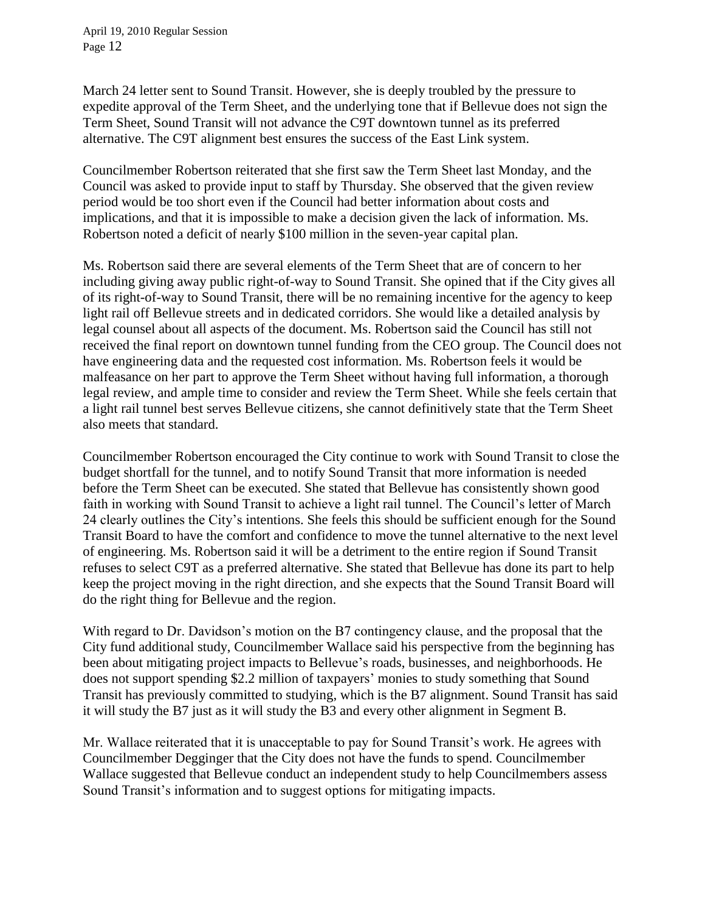March 24 letter sent to Sound Transit. However, she is deeply troubled by the pressure to expedite approval of the Term Sheet, and the underlying tone that if Bellevue does not sign the Term Sheet, Sound Transit will not advance the C9T downtown tunnel as its preferred alternative. The C9T alignment best ensures the success of the East Link system.

Councilmember Robertson reiterated that she first saw the Term Sheet last Monday, and the Council was asked to provide input to staff by Thursday. She observed that the given review period would be too short even if the Council had better information about costs and implications, and that it is impossible to make a decision given the lack of information. Ms. Robertson noted a deficit of nearly $100 million in the seven-year capital plan.

Ms. Robertson said there are several elements of the Term Sheet that are of concern to her including giving away public right-of-way to Sound Transit. She opined that if the City gives all of its right-of-way to Sound Transit, there will be no remaining incentive for the agency to keep light rail off Bellevue streets and in dedicated corridors. She would like a detailed analysis by legal counsel about all aspects of the document. Ms. Robertson said the Council has still not received the final report on downtown tunnel funding from the CEO group. The Council does not have engineering data and the requested cost information. Ms. Robertson feels it would be malfeasance on her part to approve the Term Sheet without having full information, a thorough legal review, and ample time to consider and review the Term Sheet. While she feels certain that a light rail tunnel best serves Bellevue citizens, she cannot definitively state that the Term Sheet also meets that standard.

Councilmember Robertson encouraged the City continue to work with Sound Transit to close the budget shortfall for the tunnel, and to notify Sound Transit that more information is needed before the Term Sheet can be executed. She stated that Bellevue has consistently shown good faith in working with Sound Transit to achieve a light rail tunnel. The Council's letter of March 24 clearly outlines the City's intentions. She feels this should be sufficient enough for the Sound Transit Board to have the comfort and confidence to move the tunnel alternative to the next level of engineering. Ms. Robertson said it will be a detriment to the entire region if Sound Transit refuses to select C9T as a preferred alternative. She stated that Bellevue has done its part to help keep the project moving in the right direction, and she expects that the Sound Transit Board will do the right thing for Bellevue and the region.

With regard to Dr. Davidson's motion on the B7 contingency clause, and the proposal that the City fund additional study, Councilmember Wallace said his perspective from the beginning has been about mitigating project impacts to Bellevue's roads, businesses, and neighborhoods. He does not support spending $2.2 million of taxpayers' monies to study something that Sound Transit has previously committed to studying, which is the B7 alignment. Sound Transit has said it will study the B7 just as it will study the B3 and every other alignment in Segment B.

Mr. Wallace reiterated that it is unacceptable to pay for Sound Transit's work. He agrees with Councilmember Degginger that the City does not have the funds to spend. Councilmember Wallace suggested that Bellevue conduct an independent study to help Councilmembers assess Sound Transit's information and to suggest options for mitigating impacts.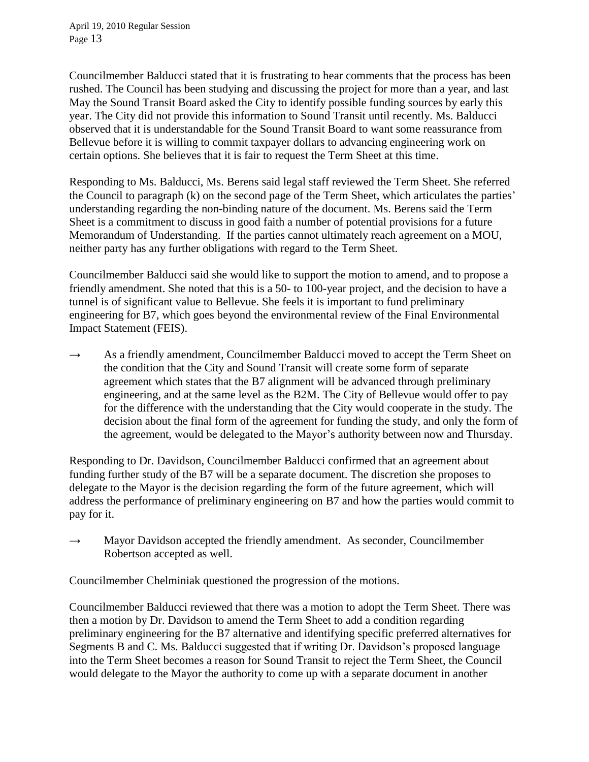Councilmember Balducci stated that it is frustrating to hear comments that the process has been rushed. The Council has been studying and discussing the project for more than a year, and last May the Sound Transit Board asked the City to identify possible funding sources by early this year. The City did not provide this information to Sound Transit until recently. Ms. Balducci observed that it is understandable for the Sound Transit Board to want some reassurance from Bellevue before it is willing to commit taxpayer dollars to advancing engineering work on certain options. She believes that it is fair to request the Term Sheet at this time.

Responding to Ms. Balducci, Ms. Berens said legal staff reviewed the Term Sheet. She referred the Council to paragraph (k) on the second page of the Term Sheet, which articulates the parties' understanding regarding the non-binding nature of the document. Ms. Berens said the Term Sheet is a commitment to discuss in good faith a number of potential provisions for a future Memorandum of Understanding. If the parties cannot ultimately reach agreement on a MOU, neither party has any further obligations with regard to the Term Sheet.

Councilmember Balducci said she would like to support the motion to amend, and to propose a friendly amendment. She noted that this is a 50- to 100-year project, and the decision to have a tunnel is of significant value to Bellevue. She feels it is important to fund preliminary engineering for B7, which goes beyond the environmental review of the Final Environmental Impact Statement (FEIS).

→ As a friendly amendment, Councilmember Balducci moved to accept the Term Sheet on the condition that the City and Sound Transit will create some form of separate agreement which states that the B7 alignment will be advanced through preliminary engineering, and at the same level as the B2M. The City of Bellevue would offer to pay for the difference with the understanding that the City would cooperate in the study. The decision about the final form of the agreement for funding the study, and only the form of the agreement, would be delegated to the Mayor's authority between now and Thursday.

Responding to Dr. Davidson, Councilmember Balducci confirmed that an agreement about funding further study of the B7 will be a separate document. The discretion she proposes to delegate to the Mayor is the decision regarding the <u>form</u> of the future agreement, which will address the performance of preliminary engineering on B7 and how the parties would commit to pay for it.

→ Mayor Davidson accepted the friendly amendment. As seconder, Councilmember Robertson accepted as well.

Councilmember Chelminiak questioned the progression of the motions.

Councilmember Balducci reviewed that there was a motion to adopt the Term Sheet. There was then a motion by Dr. Davidson to amend the Term Sheet to add a condition regarding preliminary engineering for the B7 alternative and identifying specific preferred alternatives for Segments B and C. Ms. Balducci suggested that if writing Dr. Davidson's proposed language into the Term Sheet becomes a reason for Sound Transit to reject the Term Sheet, the Council would delegate to the Mayor the authority to come up with a separate document in another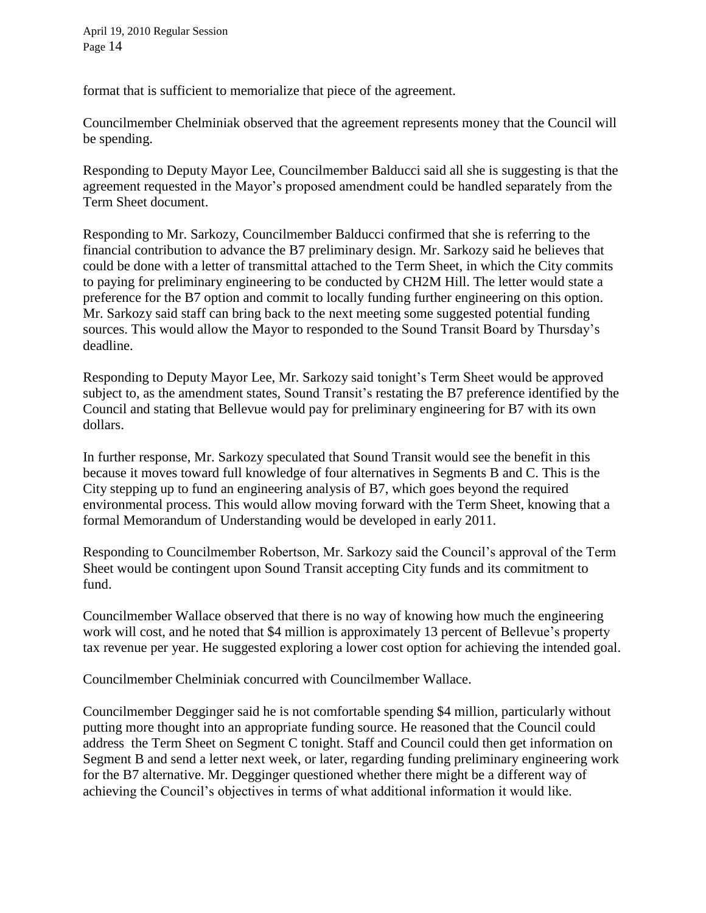format that is sufficient to memorialize that piece of the agreement.

Councilmember Chelminiak observed that the agreement represents money that the Council will be spending.

Responding to Deputy Mayor Lee, Councilmember Balducci said all she is suggesting is that the agreement requested in the Mayor's proposed amendment could be handled separately from the Term Sheet document.

Responding to Mr. Sarkozy, Councilmember Balducci confirmed that she is referring to the financial contribution to advance the B7 preliminary design. Mr. Sarkozy said he believes that could be done with a letter of transmittal attached to the Term Sheet, in which the City commits to paying for preliminary engineering to be conducted by CH2M Hill. The letter would state a preference for the B7 option and commit to locally funding further engineering on this option. Mr. Sarkozy said staff can bring back to the next meeting some suggested potential funding sources. This would allow the Mayor to responded to the Sound Transit Board by Thursday's deadline.

Responding to Deputy Mayor Lee, Mr. Sarkozy said tonight's Term Sheet would be approved subject to, as the amendment states, Sound Transit's restating the B7 preference identified by the Council and stating that Bellevue would pay for preliminary engineering for B7 with its own dollars.

In further response, Mr. Sarkozy speculated that Sound Transit would see the benefit in this because it moves toward full knowledge of four alternatives in Segments B and C. This is the City stepping up to fund an engineering analysis of B7, which goes beyond the required environmental process. This would allow moving forward with the Term Sheet, knowing that a formal Memorandum of Understanding would be developed in early 2011.

Responding to Councilmember Robertson, Mr. Sarkozy said the Council's approval of the Term Sheet would be contingent upon Sound Transit accepting City funds and its commitment to fund.

Councilmember Wallace observed that there is no way of knowing how much the engineering work will cost, and he noted that $4 million is approximately 13 percent of Bellevue's property tax revenue per year. He suggested exploring a lower cost option for achieving the intended goal.

Councilmember Chelminiak concurred with Councilmember Wallace.

Councilmember Degginger said he is not comfortable spending $4 million, particularly without putting more thought into an appropriate funding source. He reasoned that the Council could address the Term Sheet on Segment C tonight. Staff and Council could then get information on Segment B and send a letter next week, or later, regarding funding preliminary engineering work for the B7 alternative. Mr. Degginger questioned whether there might be a different way of achieving the Council's objectives in terms of what additional information it would like.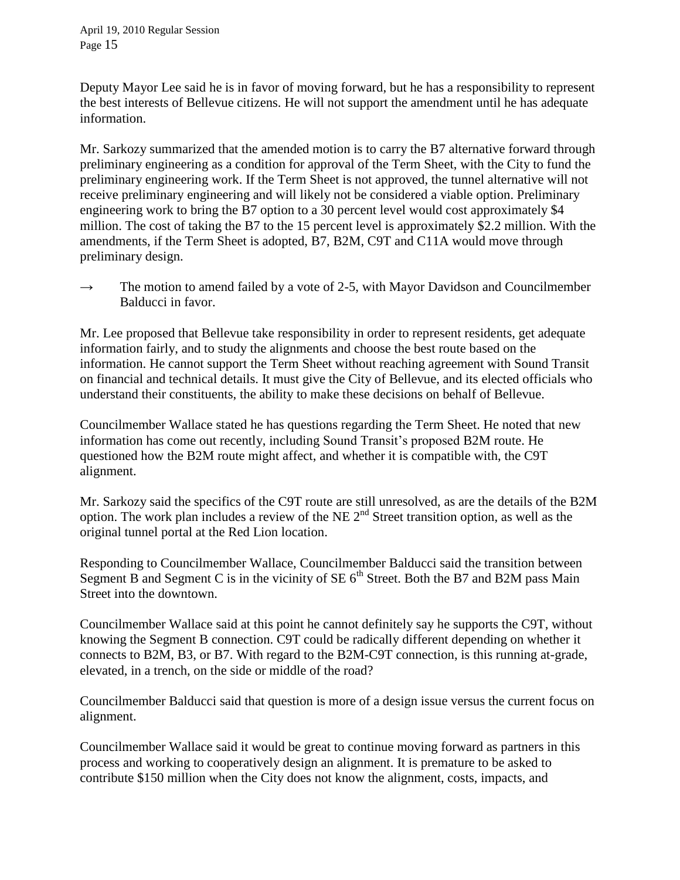Deputy Mayor Lee said he is in favor of moving forward, but he has a responsibility to represent the best interests of Bellevue citizens. He will not support the amendment until he has adequate information.

Mr. Sarkozy summarized that the amended motion is to carry the B7 alternative forward through preliminary engineering as a condition for approval of the Term Sheet, with the City to fund the preliminary engineering work. If the Term Sheet is not approved, the tunnel alternative will not receive preliminary engineering and will likely not be considered a viable option. Preliminary engineering work to bring the B7 option to a 30 percent level would cost approximately $4 million. The cost of taking the B7 to the 15 percent level is approximately $2.2 million. With the amendments, if the Term Sheet is adopted, B7, B2M, C9T and C11A would move through preliminary design.

→ The motion to amend failed by a vote of 2-5, with Mayor Davidson and Councilmember Balducci in favor.

Mr. Lee proposed that Bellevue take responsibility in order to represent residents, get adequate information fairly, and to study the alignments and choose the best route based on the information. He cannot support the Term Sheet without reaching agreement with Sound Transit on financial and technical details. It must give the City of Bellevue, and its elected officials who understand their constituents, the ability to make these decisions on behalf of Bellevue.

Councilmember Wallace stated he has questions regarding the Term Sheet. He noted that new information has come out recently, including Sound Transit's proposed B2M route. He questioned how the B2M route might affect, and whether it is compatible with, the C9T alignment.

Mr. Sarkozy said the specifics of the C9T route are still unresolved, as are the details of the B2M option. The work plan includes a review of the NE 2nd Street transition option, as well as the original tunnel portal at the Red Lion location.

Responding to Councilmember Wallace, Councilmember Balducci said the transition between Segment B and Segment C is in the vicinity of SE 6th Street. Both the B7 and B2M pass Main Street into the downtown.

Councilmember Wallace said at this point he cannot definitely say he supports the C9T, without knowing the Segment B connection. C9T could be radically different depending on whether it connects to B2M, B3, or B7. With regard to the B2M-C9T connection, is this running at-grade, elevated, in a trench, on the side or middle of the road?

Councilmember Balducci said that question is more of a design issue versus the current focus on alignment.

Councilmember Wallace said it would be great to continue moving forward as partners in this process and working to cooperatively design an alignment. It is premature to be asked to contribute $150 million when the City does not know the alignment, costs, impacts, and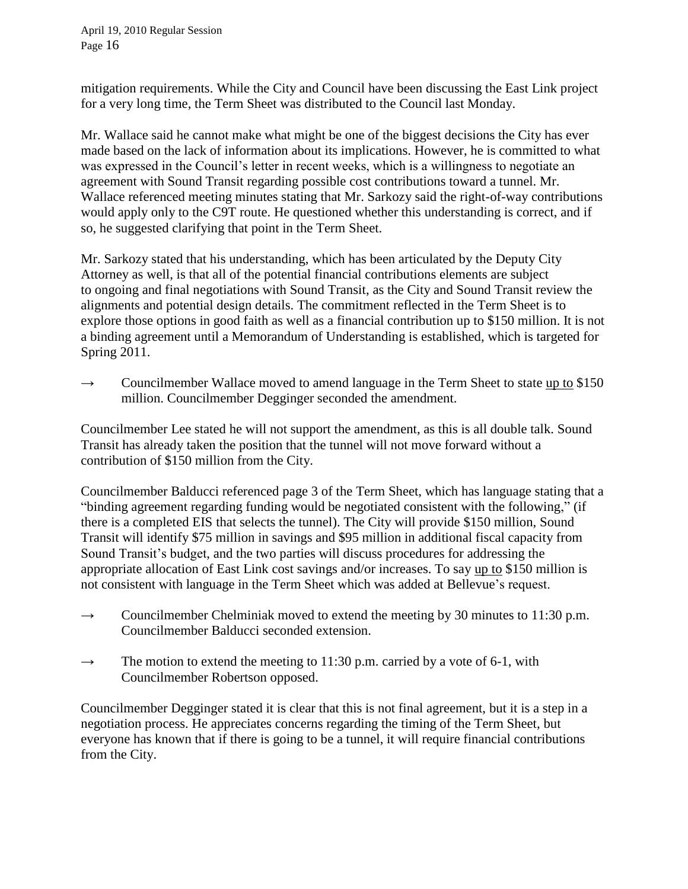mitigation requirements. While the City and Council have been discussing the East Link project for a very long time, the Term Sheet was distributed to the Council last Monday.

Mr. Wallace said he cannot make what might be one of the biggest decisions the City has ever made based on the lack of information about its implications. However, he is committed to what was expressed in the Council's letter in recent weeks, which is a willingness to negotiate an agreement with Sound Transit regarding possible cost contributions toward a tunnel. Mr. Wallace referenced meeting minutes stating that Mr. Sarkozy said the right-of-way contributions would apply only to the C9T route. He questioned whether this understanding is correct, and if so, he suggested clarifying that point in the Term Sheet.

Mr. Sarkozy stated that his understanding, which has been articulated by the Deputy City Attorney as well, is that all of the potential financial contributions elements are subject to ongoing and final negotiations with Sound Transit, as the City and Sound Transit review the alignments and potential design details. The commitment reflected in the Term Sheet is to explore those options in good faith as well as a financial contribution up to $150 million. It is not a binding agreement until a Memorandum of Understanding is established, which is targeted for Spring 2011.

→ Councilmember Wallace moved to amend language in the Term Sheet to state <u>up to</u> $150 million. Councilmember Degginger seconded the amendment.

Councilmember Lee stated he will not support the amendment, as this is all double talk. Sound Transit has already taken the position that the tunnel will not move forward without a contribution of $150 million from the City.

Councilmember Balducci referenced page 3 of the Term Sheet, which has language stating that a "binding agreement regarding funding would be negotiated consistent with the following," (if there is a completed EIS that selects the tunnel). The City will provide $150 million, Sound Transit will identify $75 million in savings and $95 million in additional fiscal capacity from Sound Transit's budget, and the two parties will discuss procedures for addressing the appropriate allocation of East Link cost savings and/or increases. To say <u>up to</u> $150 million is not consistent with language in the Term Sheet which was added at Bellevue's request.

→ Councilmember Chelminiak moved to extend the meeting by 30 minutes to 11:30 p.m. Councilmember Balducci seconded extension.

→ The motion to extend the meeting to 11:30 p.m. carried by a vote of 6-1, with Councilmember Robertson opposed.

Councilmember Degginger stated it is clear that this is not final agreement, but it is a step in a negotiation process. He appreciates concerns regarding the timing of the Term Sheet, but everyone has known that if there is going to be a tunnel, it will require financial contributions from the City.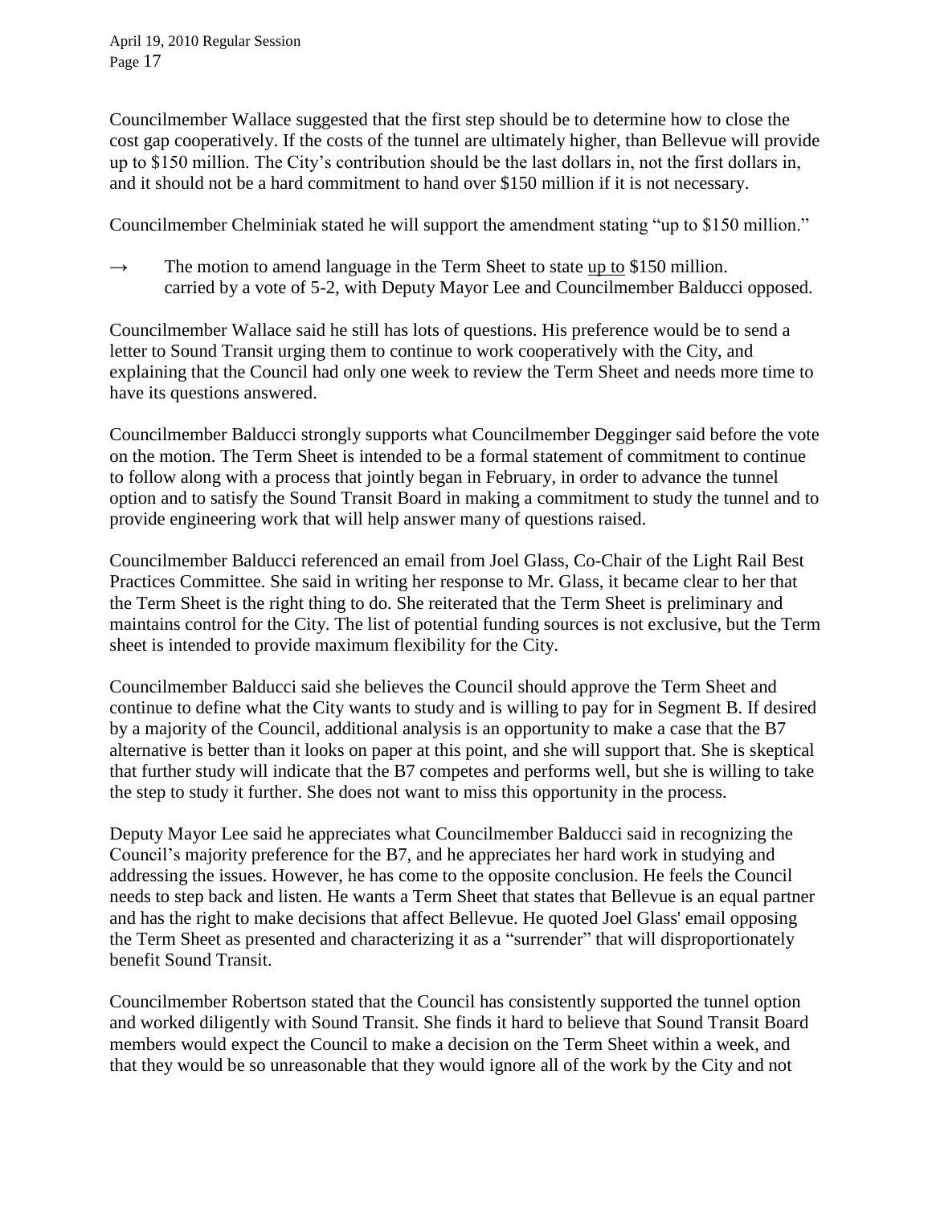Councilmember Wallace suggested that the first step should be to determine how to close the cost gap cooperatively. If the costs of the tunnel are ultimately higher, than Bellevue will provide up to $150 million. The City's contribution should be the last dollars in, not the first dollars in, and it should not be a hard commitment to hand over $150 million if it is not necessary.

Councilmember Chelminiak stated he will support the amendment stating "up to $150 million."

→ The motion to amend language in the Term Sheet to state up to $150 million. carried by a vote of 5-2, with Deputy Mayor Lee and Councilmember Balducci opposed.

Councilmember Wallace said he still has lots of questions. His preference would be to send a letter to Sound Transit urging them to continue to work cooperatively with the City, and explaining that the Council had only one week to review the Term Sheet and needs more time to have its questions answered.

Councilmember Balducci strongly supports what Councilmember Degginger said before the vote on the motion. The Term Sheet is intended to be a formal statement of commitment to continue to follow along with a process that jointly began in February, in order to advance the tunnel option and to satisfy the Sound Transit Board in making a commitment to study the tunnel and to provide engineering work that will help answer many of questions raised.

Councilmember Balducci referenced an email from Joel Glass, Co-Chair of the Light Rail Best Practices Committee. She said in writing her response to Mr. Glass, it became clear to her that the Term Sheet is the right thing to do. She reiterated that the Term Sheet is preliminary and maintains control for the City. The list of potential funding sources is not exclusive, but the Term sheet is intended to provide maximum flexibility for the City.

Councilmember Balducci said she believes the Council should approve the Term Sheet and continue to define what the City wants to study and is willing to pay for in Segment B. If desired by a majority of the Council, additional analysis is an opportunity to make a case that the B7 alternative is better than it looks on paper at this point, and she will support that. She is skeptical that further study will indicate that the B7 competes and performs well, but she is willing to take the step to study it further. She does not want to miss this opportunity in the process.

Deputy Mayor Lee said he appreciates what Councilmember Balducci said in recognizing the Council's majority preference for the B7, and he appreciates her hard work in studying and addressing the issues. However, he has come to the opposite conclusion. He feels the Council needs to step back and listen. He wants a Term Sheet that states that Bellevue is an equal partner and has the right to make decisions that affect Bellevue. He quoted Joel Glass' email opposing the Term Sheet as presented and characterizing it as a "surrender" that will disproportionately benefit Sound Transit.

Councilmember Robertson stated that the Council has consistently supported the tunnel option and worked diligently with Sound Transit. She finds it hard to believe that Sound Transit Board members would expect the Council to make a decision on the Term Sheet within a week, and that they would be so unreasonable that they would ignore all of the work by the City and not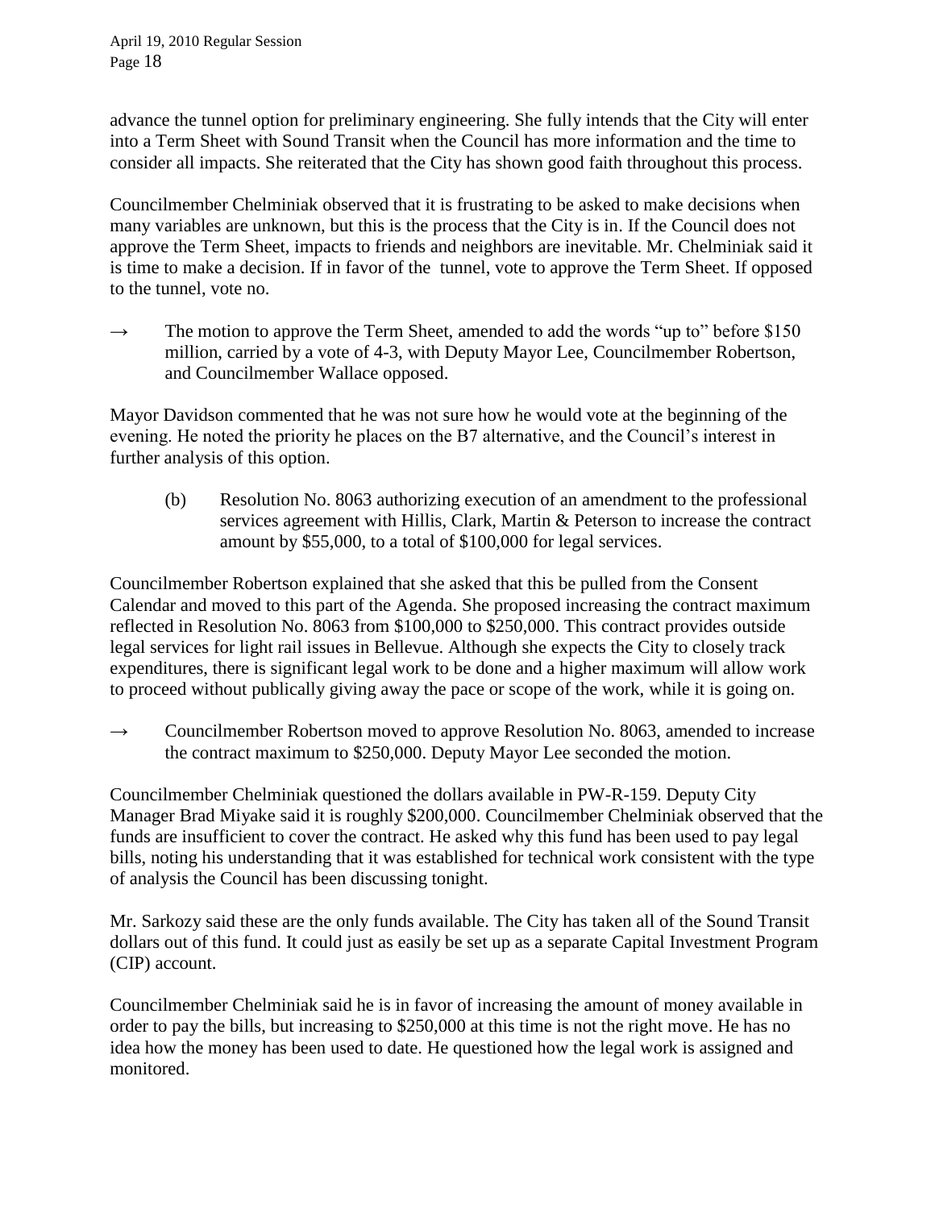advance the tunnel option for preliminary engineering. She fully intends that the City will enter into a Term Sheet with Sound Transit when the Council has more information and the time to consider all impacts. She reiterated that the City has shown good faith throughout this process.

Councilmember Chelminiak observed that it is frustrating to be asked to make decisions when many variables are unknown, but this is the process that the City is in. If the Council does not approve the Term Sheet, impacts to friends and neighbors are inevitable. Mr. Chelminiak said it is time to make a decision. If in favor of the tunnel, vote to approve the Term Sheet. If opposed to the tunnel, vote no.

→ The motion to approve the Term Sheet, amended to add the words "up to" before $150 million, carried by a vote of 4-3, with Deputy Mayor Lee, Councilmember Robertson, and Councilmember Wallace opposed.

Mayor Davidson commented that he was not sure how he would vote at the beginning of the evening. He noted the priority he places on the B7 alternative, and the Council's interest in further analysis of this option.

(b) Resolution No. 8063 authorizing execution of an amendment to the professional services agreement with Hillis, Clark, Martin & Peterson to increase the contract amount by $55,000, to a total of $100,000 for legal services.

Councilmember Robertson explained that she asked that this be pulled from the Consent Calendar and moved to this part of the Agenda. She proposed increasing the contract maximum reflected in Resolution No. 8063 from $100,000 to $250,000. This contract provides outside legal services for light rail issues in Bellevue. Although she expects the City to closely track expenditures, there is significant legal work to be done and a higher maximum will allow work to proceed without publically giving away the pace or scope of the work, while it is going on.

→ Councilmember Robertson moved to approve Resolution No. 8063, amended to increase the contract maximum to $250,000. Deputy Mayor Lee seconded the motion.

Councilmember Chelminiak questioned the dollars available in PW-R-159. Deputy City Manager Brad Miyake said it is roughly $200,000. Councilmember Chelminiak observed that the funds are insufficient to cover the contract. He asked why this fund has been used to pay legal bills, noting his understanding that it was established for technical work consistent with the type of analysis the Council has been discussing tonight.

Mr. Sarkozy said these are the only funds available. The City has taken all of the Sound Transit dollars out of this fund. It could just as easily be set up as a separate Capital Investment Program (CIP) account.

Councilmember Chelminiak said he is in favor of increasing the amount of money available in order to pay the bills, but increasing to $250,000 at this time is not the right move. He has no idea how the money has been used to date. He questioned how the legal work is assigned and monitored.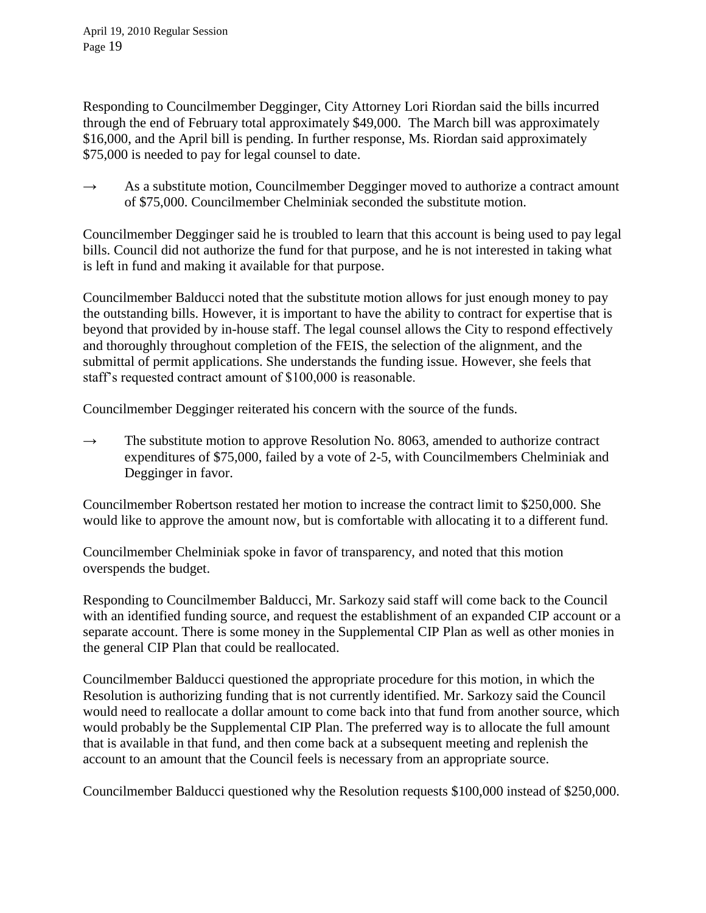Responding to Councilmember Degginger, City Attorney Lori Riordan said the bills incurred through the end of February total approximately $49,000. The March bill was approximately $16,000, and the April bill is pending. In further response, Ms. Riordan said approximately $75,000 is needed to pay for legal counsel to date.

→ As a substitute motion, Councilmember Degginger moved to authorize a contract amount of $75,000. Councilmember Chelminiak seconded the substitute motion.

Councilmember Degginger said he is troubled to learn that this account is being used to pay legal bills. Council did not authorize the fund for that purpose, and he is not interested in taking what is left in fund and making it available for that purpose.

Councilmember Balducci noted that the substitute motion allows for just enough money to pay the outstanding bills. However, it is important to have the ability to contract for expertise that is beyond that provided by in-house staff. The legal counsel allows the City to respond effectively and thoroughly throughout completion of the FEIS, the selection of the alignment, and the submittal of permit applications. She understands the funding issue. However, she feels that staff's requested contract amount of $100,000 is reasonable.

Councilmember Degginger reiterated his concern with the source of the funds.

→ The substitute motion to approve Resolution No. 8063, amended to authorize contract expenditures of $75,000, failed by a vote of 2-5, with Councilmembers Chelminiak and Degginger in favor.

Councilmember Robertson restated her motion to increase the contract limit to $250,000. She would like to approve the amount now, but is comfortable with allocating it to a different fund.

Councilmember Chelminiak spoke in favor of transparency, and noted that this motion overspends the budget.

Responding to Councilmember Balducci, Mr. Sarkozy said staff will come back to the Council with an identified funding source, and request the establishment of an expanded CIP account or a separate account. There is some money in the Supplemental CIP Plan as well as other monies in the general CIP Plan that could be reallocated.

Councilmember Balducci questioned the appropriate procedure for this motion, in which the Resolution is authorizing funding that is not currently identified. Mr. Sarkozy said the Council would need to reallocate a dollar amount to come back into that fund from another source, which would probably be the Supplemental CIP Plan. The preferred way is to allocate the full amount that is available in that fund, and then come back at a subsequent meeting and replenish the account to an amount that the Council feels is necessary from an appropriate source.

Councilmember Balducci questioned why the Resolution requests $100,000 instead of $250,000.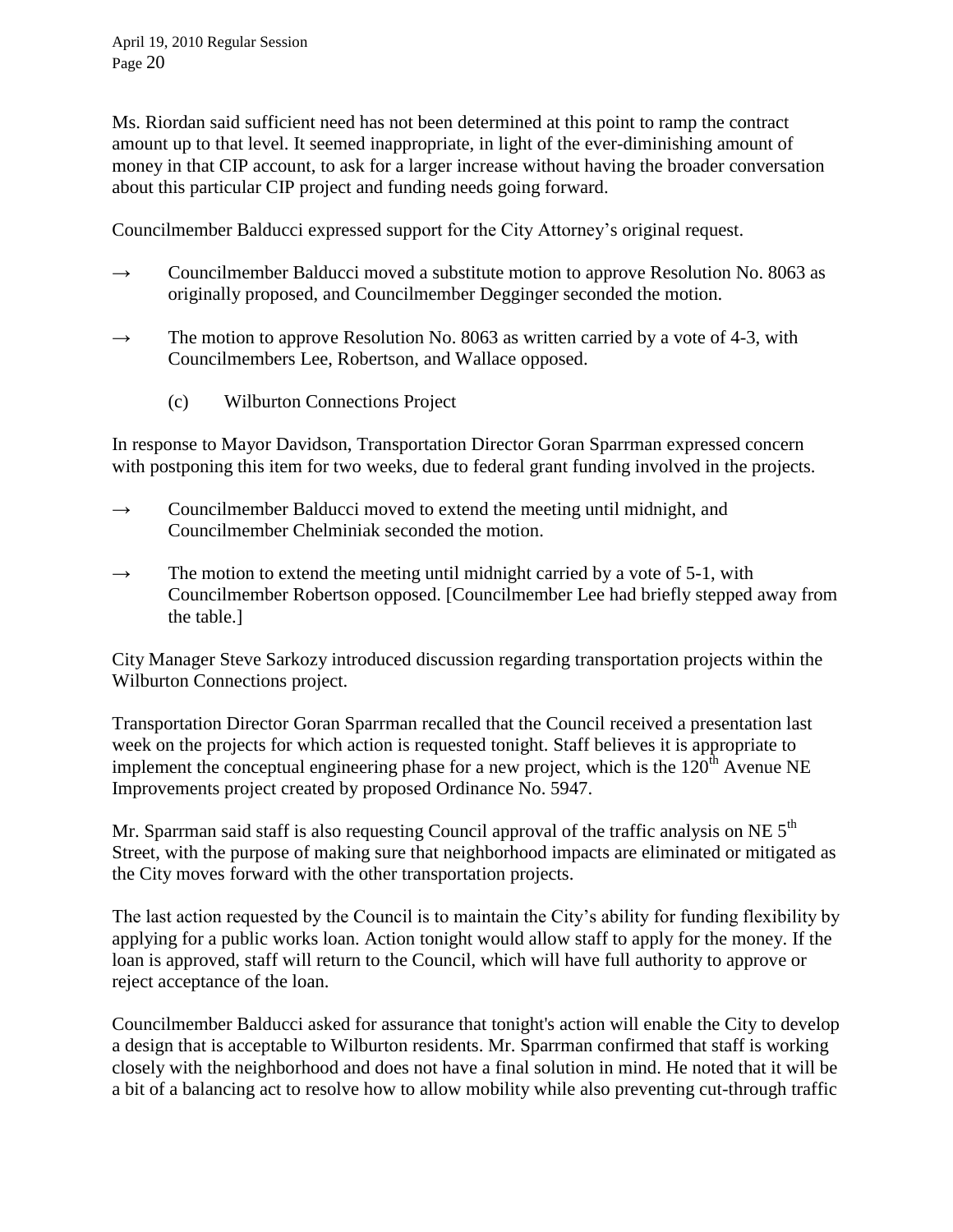Ms. Riordan said sufficient need has not been determined at this point to ramp the contract amount up to that level. It seemed inappropriate, in light of the ever-diminishing amount of money in that CIP account, to ask for a larger increase without having the broader conversation about this particular CIP project and funding needs going forward.

Councilmember Balducci expressed support for the City Attorney's original request.

→ Councilmember Balducci moved a substitute motion to approve Resolution No. 8063 as originally proposed, and Councilmember Degginger seconded the motion.

→ The motion to approve Resolution No. 8063 as written carried by a vote of 4-3, with Councilmembers Lee, Robertson, and Wallace opposed.

(c) Wilburton Connections Project

In response to Mayor Davidson, Transportation Director Goran Sparrman expressed concern with postponing this item for two weeks, due to federal grant funding involved in the projects.

→ Councilmember Balducci moved to extend the meeting until midnight, and Councilmember Chelminiak seconded the motion.

→ The motion to extend the meeting until midnight carried by a vote of 5-1, with Councilmember Robertson opposed. [Councilmember Lee had briefly stepped away from the table.]

City Manager Steve Sarkozy introduced discussion regarding transportation projects within the Wilburton Connections project.

Transportation Director Goran Sparrman recalled that the Council received a presentation last week on the projects for which action is requested tonight. Staff believes it is appropriate to implement the conceptual engineering phase for a new project, which is the 120th Avenue NE Improvements project created by proposed Ordinance No. 5947.

Mr. Sparrman said staff is also requesting Council approval of the traffic analysis on NE 5th Street, with the purpose of making sure that neighborhood impacts are eliminated or mitigated as the City moves forward with the other transportation projects.

The last action requested by the Council is to maintain the City's ability for funding flexibility by applying for a public works loan. Action tonight would allow staff to apply for the money. If the loan is approved, staff will return to the Council, which will have full authority to approve or reject acceptance of the loan.

Councilmember Balducci asked for assurance that tonight's action will enable the City to develop a design that is acceptable to Wilburton residents. Mr. Sparrman confirmed that staff is working closely with the neighborhood and does not have a final solution in mind. He noted that it will be a bit of a balancing act to resolve how to allow mobility while also preventing cut-through traffic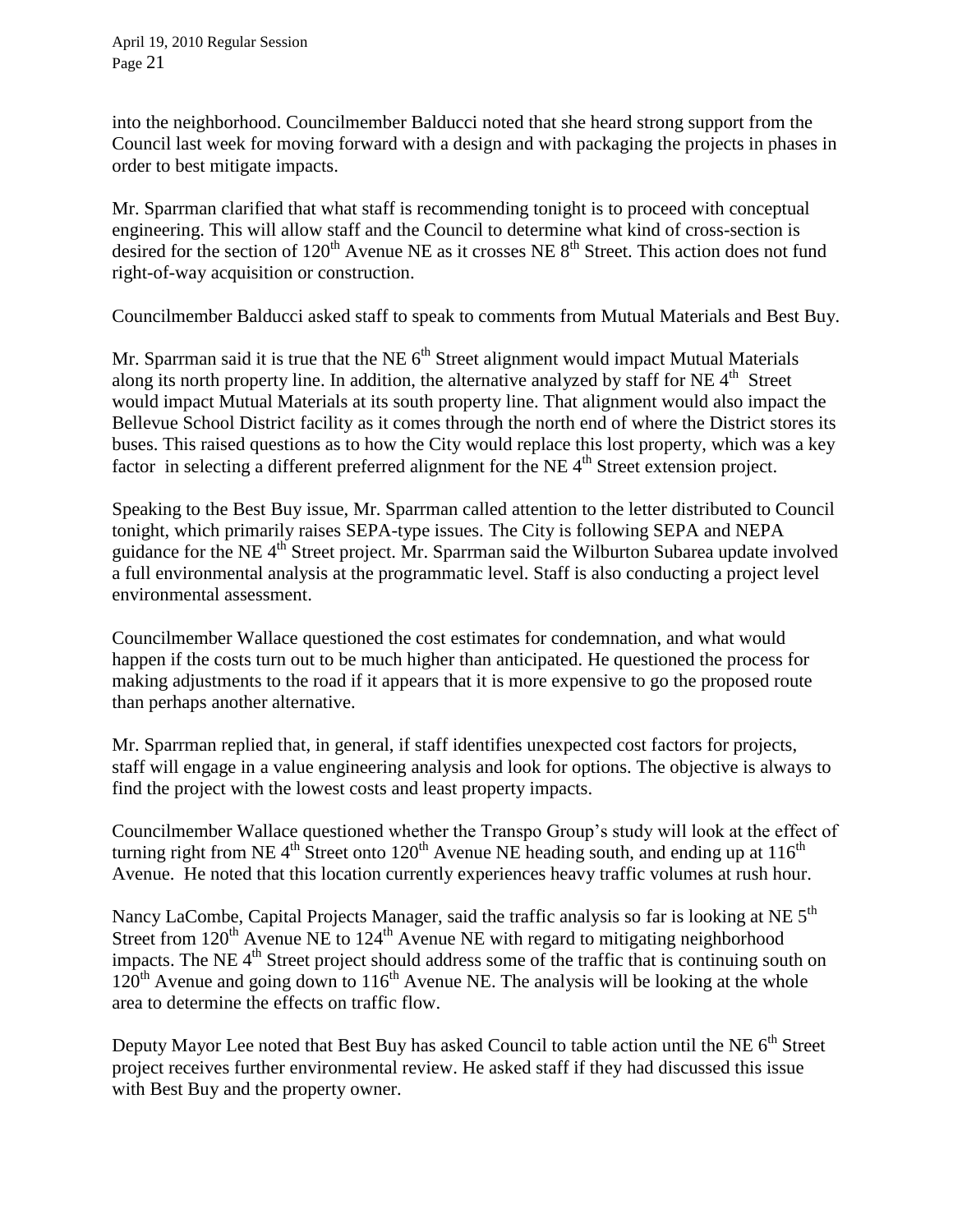into the neighborhood. Councilmember Balducci noted that she heard strong support from the Council last week for moving forward with a design and with packaging the projects in phases in order to best mitigate impacts.

Mr. Sparrman clarified that what staff is recommending tonight is to proceed with conceptual engineering. This will allow staff and the Council to determine what kind of cross-section is desired for the section of 120th Avenue NE as it crosses NE 8th Street. This action does not fund right-of-way acquisition or construction.

Councilmember Balducci asked staff to speak to comments from Mutual Materials and Best Buy.

Mr. Sparrman said it is true that the NE 6th Street alignment would impact Mutual Materials along its north property line. In addition, the alternative analyzed by staff for NE 4th Street would impact Mutual Materials at its south property line. That alignment would also impact the Bellevue School District facility as it comes through the north end of where the District stores its buses. This raised questions as to how the City would replace this lost property, which was a key factor in selecting a different preferred alignment for the NE 4th Street extension project.

Speaking to the Best Buy issue, Mr. Sparrman called attention to the letter distributed to Council tonight, which primarily raises SEPA-type issues. The City is following SEPA and NEPA guidance for the NE 4th Street project. Mr. Sparrman said the Wilburton Subarea update involved a full environmental analysis at the programmatic level. Staff is also conducting a project level environmental assessment.

Councilmember Wallace questioned the cost estimates for condemnation, and what would happen if the costs turn out to be much higher than anticipated. He questioned the process for making adjustments to the road if it appears that it is more expensive to go the proposed route than perhaps another alternative.

Mr. Sparrman replied that, in general, if staff identifies unexpected cost factors for projects, staff will engage in a value engineering analysis and look for options. The objective is always to find the project with the lowest costs and least property impacts.

Councilmember Wallace questioned whether the Transpo Group's study will look at the effect of turning right from NE 4th Street onto 120th Avenue NE heading south, and ending up at 116th Avenue. He noted that this location currently experiences heavy traffic volumes at rush hour.

Nancy LaCombe, Capital Projects Manager, said the traffic analysis so far is looking at NE 5th Street from 120th Avenue NE to 124th Avenue NE with regard to mitigating neighborhood impacts. The NE 4th Street project should address some of the traffic that is continuing south on 120th Avenue and going down to 116th Avenue NE. The analysis will be looking at the whole area to determine the effects on traffic flow.

Deputy Mayor Lee noted that Best Buy has asked Council to table action until the NE 6th Street project receives further environmental review. He asked staff if they had discussed this issue with Best Buy and the property owner.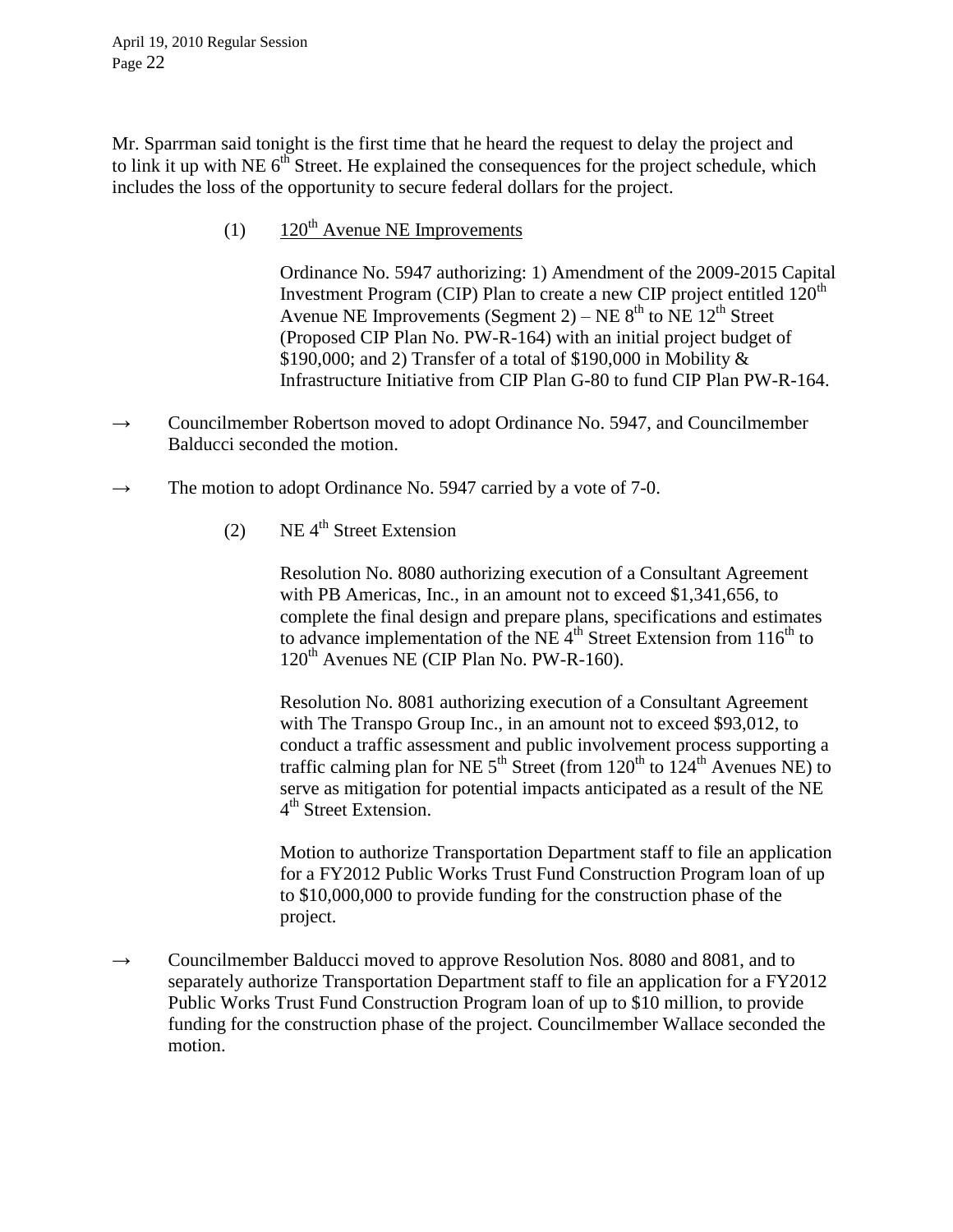Mr. Sparrman said tonight is the first time that he heard the request to delay the project and to link it up with NE 6th Street. He explained the consequences for the project schedule, which includes the loss of the opportunity to secure federal dollars for the project.

(1) 120th Avenue NE Improvements

Ordinance No. 5947 authorizing: 1) Amendment of the 2009-2015 Capital Investment Program (CIP) Plan to create a new CIP project entitled 120th Avenue NE Improvements (Segment 2) – NE 8th to NE 12th Street (Proposed CIP Plan No. PW-R-164) with an initial project budget of $190,000; and 2) Transfer of a total of $190,000 in Mobility & Infrastructure Initiative from CIP Plan G-80 to fund CIP Plan PW-R-164.

→ Councilmember Robertson moved to adopt Ordinance No. 5947, and Councilmember Balducci seconded the motion.

→ The motion to adopt Ordinance No. 5947 carried by a vote of 7-0.

(2) NE 4th Street Extension

Resolution No. 8080 authorizing execution of a Consultant Agreement with PB Americas, Inc., in an amount not to exceed $1,341,656, to complete the final design and prepare plans, specifications and estimates to advance implementation of the NE 4th Street Extension from 116th to 120th Avenues NE (CIP Plan No. PW-R-160).

Resolution No. 8081 authorizing execution of a Consultant Agreement with The Transpo Group Inc., in an amount not to exceed $93,012, to conduct a traffic assessment and public involvement process supporting a traffic calming plan for NE 5th Street (from 120th to 124th Avenues NE) to serve as mitigation for potential impacts anticipated as a result of the NE 4th Street Extension.

Motion to authorize Transportation Department staff to file an application for a FY2012 Public Works Trust Fund Construction Program loan of up to $10,000,000 to provide funding for the construction phase of the project.

→ Councilmember Balducci moved to approve Resolution Nos. 8080 and 8081, and to separately authorize Transportation Department staff to file an application for a FY2012 Public Works Trust Fund Construction Program loan of up to $10 million, to provide funding for the construction phase of the project. Councilmember Wallace seconded the motion.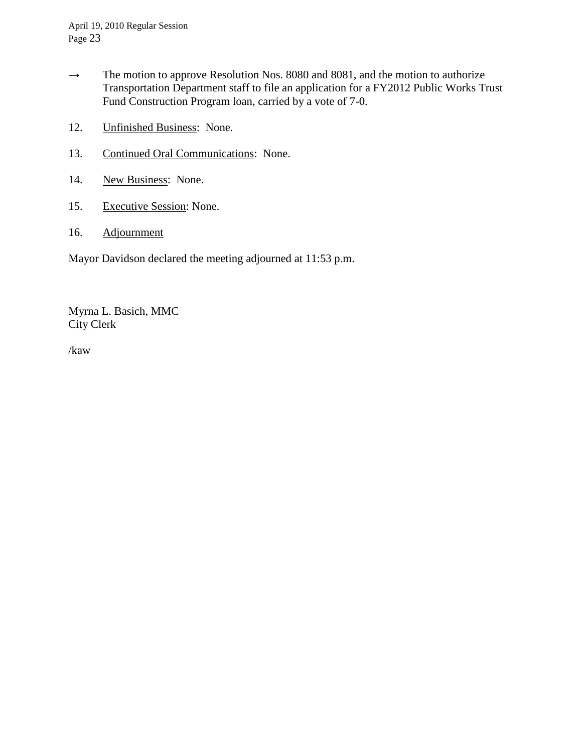→ The motion to approve Resolution Nos. 8080 and 8081, and the motion to authorize Transportation Department staff to file an application for a FY2012 Public Works Trust Fund Construction Program loan, carried by a vote of 7-0.

12. Unfinished Business: None.

13. Continued Oral Communications: None.

14. New Business: None.

15. Executive Session: None.

16. Adjournment

Mayor Davidson declared the meeting adjourned at 11:53 p.m.

Myrna L. Basich, MMC
City Clerk

/kaw